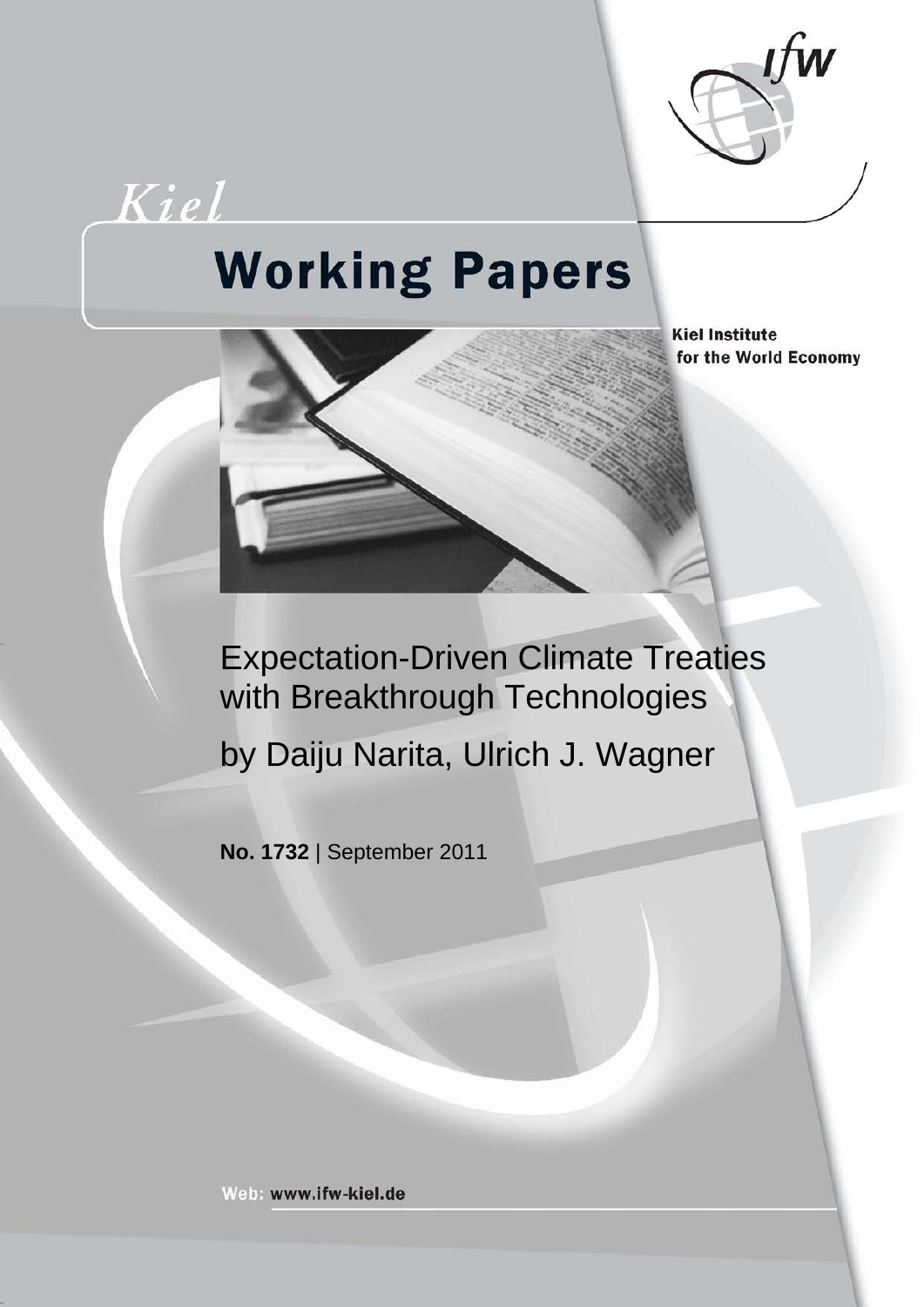Kiel

# Working Papers

Kiel Institute for the World Economy

# Expectation-Driven Climate Treaties with Breakthrough Technologies

by Daiju Narita, Ulrich J. Wagner

**No. 1732** | September 2011

Web: www.ifw-kiel.de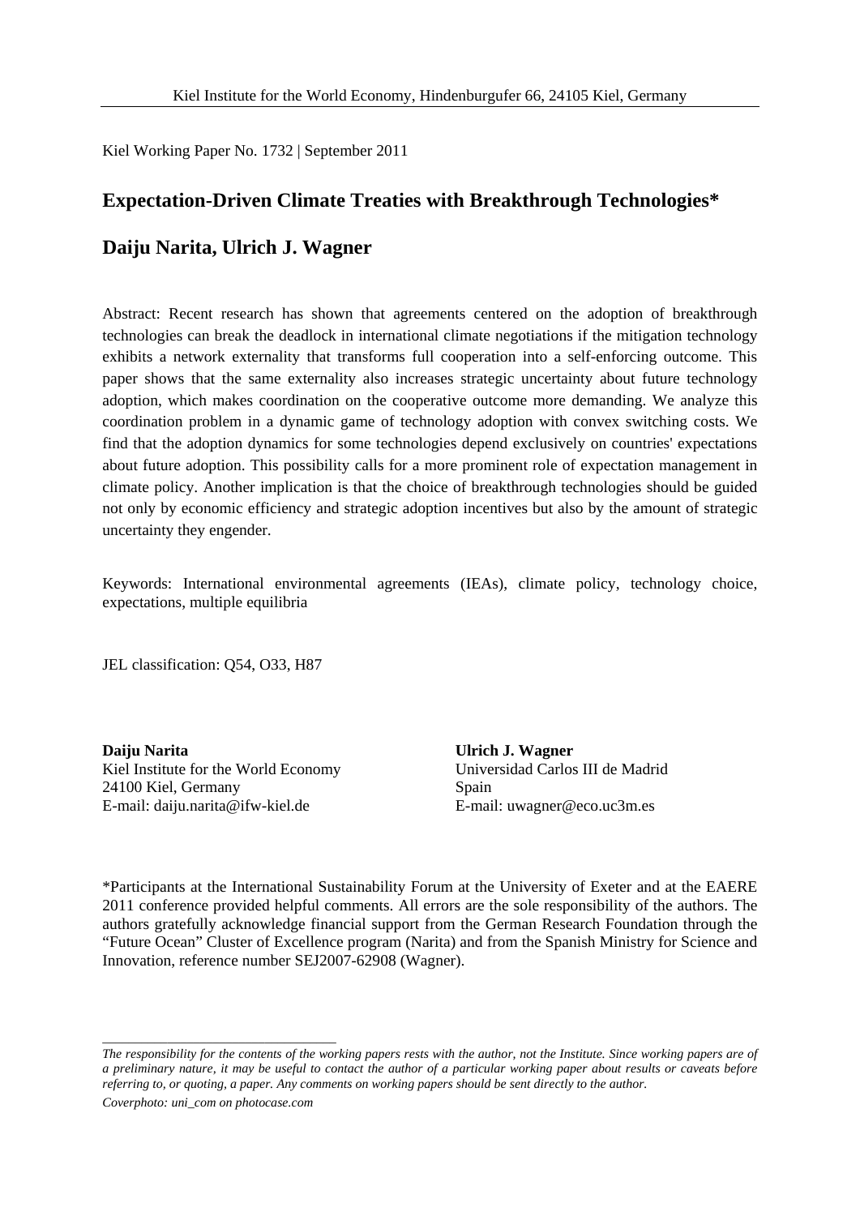Kiel Institute for the World Economy, Hindenburgufer 66, 24105 Kiel, Germany

Kiel Working Paper No. 1732 | September 2011

## Expectation-Driven Climate Treaties with Breakthrough Technologies*

## Daiju Narita, Ulrich J. Wagner

Abstract: Recent research has shown that agreements centered on the adoption of breakthrough technologies can break the deadlock in international climate negotiations if the mitigation technology exhibits a network externality that transforms full cooperation into a self-enforcing outcome. This paper shows that the same externality also increases strategic uncertainty about future technology adoption, which makes coordination on the cooperative outcome more demanding. We analyze this coordination problem in a dynamic game of technology adoption with convex switching costs. We find that the adoption dynamics for some technologies depend exclusively on countries' expectations about future adoption. This possibility calls for a more prominent role of expectation management in climate policy. Another implication is that the choice of breakthrough technologies should be guided not only by economic efficiency and strategic adoption incentives but also by the amount of strategic uncertainty they engender.

Keywords: International environmental agreements (IEAs), climate policy, technology choice, expectations, multiple equilibria

JEL classification: Q54, O33, H87

**Daiju Narita**
Kiel Institute for the World Economy
24100 Kiel, Germany
E-mail: daiju.narita@ifw-kiel.de

**Ulrich J. Wagner**
Universidad Carlos III de Madrid
Spain
E-mail: uwagner@eco.uc3m.es

*Participants at the International Sustainability Forum at the University of Exeter and at the EAERE 2011 conference provided helpful comments. All errors are the sole responsibility of the authors. The authors gratefully acknowledge financial support from the German Research Foundation through the "Future Ocean" Cluster of Excellence program (Narita) and from the Spanish Ministry for Science and Innovation, reference number SEJ2007-62908 (Wagner).

---

*The responsibility for the contents of the working papers rests with the author, not the Institute. Since working papers are of a preliminary nature, it may be useful to contact the author of a particular working paper about results or caveats before referring to, or quoting, a paper. Any comments on working papers should be sent directly to the author.*

*Coverphoto: uni_com on photocase.com*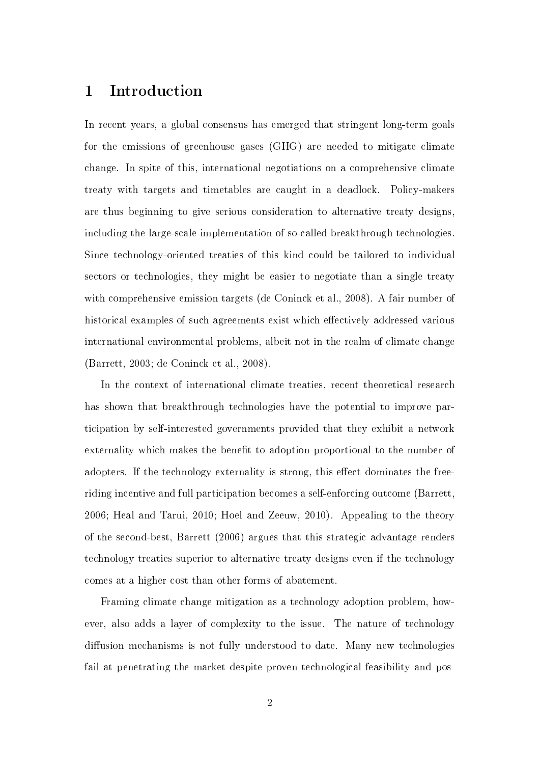# 1 Introduction

In recent years, a global consensus has emerged that stringent long-term goals for the emissions of greenhouse gases (GHG) are needed to mitigate climate change. In spite of this, international negotiations on a comprehensive climate treaty with targets and timetables are caught in a deadlock. Policy-makers are thus beginning to give serious consideration to alternative treaty designs, including the large-scale implementation of so-called breakthrough technologies. Since technology-oriented treaties of this kind could be tailored to individual sectors or technologies, they might be easier to negotiate than a single treaty with comprehensive emission targets (de Coninck et al., 2008). A fair number of historical examples of such agreements exist which effectively addressed various international environmental problems, albeit not in the realm of climate change (Barrett, 2003; de Coninck et al., 2008).

In the context of international climate treaties, recent theoretical research has shown that breakthrough technologies have the potential to improve participation by self-interested governments provided that they exhibit a network externality which makes the benefit to adoption proportional to the number of adopters. If the technology externality is strong, this effect dominates the free-riding incentive and full participation becomes a self-enforcing outcome (Barrett, 2006; Heal and Tarui, 2010; Hoel and Zeeuw, 2010). Appealing to the theory of the second-best, Barrett (2006) argues that this strategic advantage renders technology treaties superior to alternative treaty designs even if the technology comes at a higher cost than other forms of abatement.

Framing climate change mitigation as a technology adoption problem, however, also adds a layer of complexity to the issue. The nature of technology diffusion mechanisms is not fully understood to date. Many new technologies fail at penetrating the market despite proven technological feasibility and pos-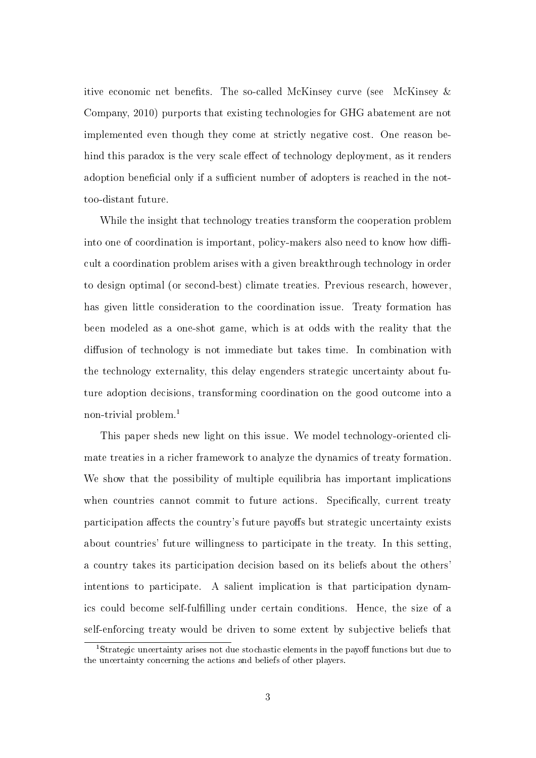itive economic net benefits. The so-called McKinsey curve (see McKinsey & Company, 2010) purports that existing technologies for GHG abatement are not implemented even though they come at strictly negative cost. One reason behind this paradox is the very scale effect of technology deployment, as it renders adoption beneficial only if a sufficient number of adopters is reached in the not-too-distant future.

While the insight that technology treaties transform the cooperation problem into one of coordination is important, policy-makers also need to know how difficult a coordination problem arises with a given breakthrough technology in order to design optimal (or second-best) climate treaties. Previous research, however, has given little consideration to the coordination issue. Treaty formation has been modeled as a one-shot game, which is at odds with the reality that the diffusion of technology is not immediate but takes time. In combination with the technology externality, this delay engenders strategic uncertainty about future adoption decisions, transforming coordination on the good outcome into a non-trivial problem.[1]

This paper sheds new light on this issue. We model technology-oriented climate treaties in a richer framework to analyze the dynamics of treaty formation. We show that the possibility of multiple equilibria has important implications when countries cannot commit to future actions. Specifically, current treaty participation affects the country's future payoffs but strategic uncertainty exists about countries' future willingness to participate in the treaty. In this setting, a country takes its participation decision based on its beliefs about the others' intentions to participate. A salient implication is that participation dynamics could become self-fulfilling under certain conditions. Hence, the size of a self-enforcing treaty would be driven to some extent by subjective beliefs that

[1] Strategic uncertainty arises not due stochastic elements in the payoff functions but due to the uncertainty concerning the actions and beliefs of other players.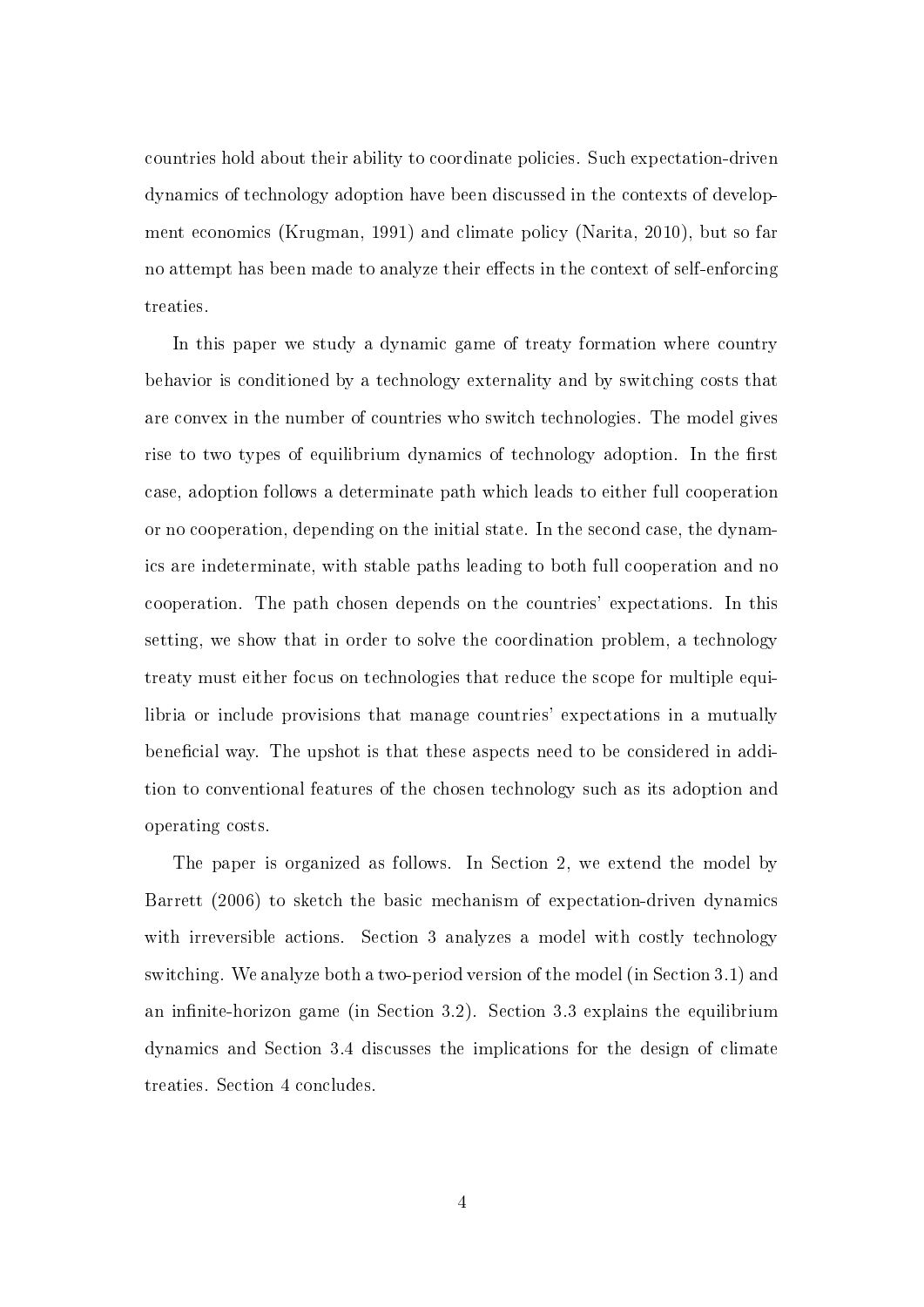countries hold about their ability to coordinate policies. Such expectation-driven dynamics of technology adoption have been discussed in the contexts of development economics (Krugman, 1991) and climate policy (Narita, 2010), but so far no attempt has been made to analyze their effects in the context of self-enforcing treaties.

In this paper we study a dynamic game of treaty formation where country behavior is conditioned by a technology externality and by switching costs that are convex in the number of countries who switch technologies. The model gives rise to two types of equilibrium dynamics of technology adoption. In the first case, adoption follows a determinate path which leads to either full cooperation or no cooperation, depending on the initial state. In the second case, the dynamics are indeterminate, with stable paths leading to both full cooperation and no cooperation. The path chosen depends on the countries' expectations. In this setting, we show that in order to solve the coordination problem, a technology treaty must either focus on technologies that reduce the scope for multiple equilibria or include provisions that manage countries' expectations in a mutually beneficial way. The upshot is that these aspects need to be considered in addition to conventional features of the chosen technology such as its adoption and operating costs.

The paper is organized as follows. In Section 2, we extend the model by Barrett (2006) to sketch the basic mechanism of expectation-driven dynamics with irreversible actions. Section 3 analyzes a model with costly technology switching. We analyze both a two-period version of the model (in Section 3.1) and an infinite-horizon game (in Section 3.2). Section 3.3 explains the equilibrium dynamics and Section 3.4 discusses the implications for the design of climate treaties. Section 4 concludes.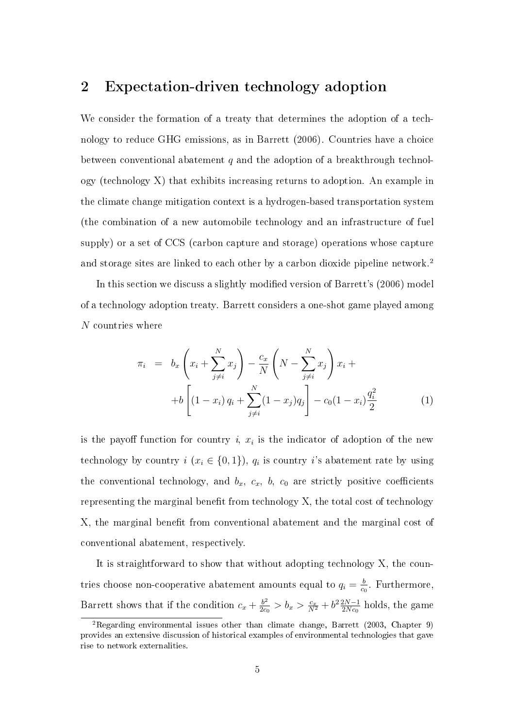## 2 Expectation-driven technology adoption

We consider the formation of a treaty that determines the adoption of a technology to reduce GHG emissions, as in Barrett (2006). Countries have a choice between conventional abatement $q$ and the adoption of a breakthrough technology (technology X) that exhibits increasing returns to adoption. An example in the climate change mitigation context is a hydrogen-based transportation system (the combination of a new automobile technology and an infrastructure of fuel supply) or a set of CCS (carbon capture and storage) operations whose capture and storage sites are linked to each other by a carbon dioxide pipeline network.[2]

In this section we discuss a slightly modified version of Barrett's (2006) model of a technology adoption treaty. Barrett considers a one-shot game played among $N$ countries where

$$\begin{aligned} \pi_i &= b_x \left( x_i + \sum_{j \neq i}^{N} x_j \right) - \frac{c_x}{N} \left( N - \sum_{j \neq i}^{N} x_j \right) x_i + \\ &\quad + b \left[ (1 - x_i) \, q_i + \sum_{j \neq i}^{N} (1 - x_j) q_j \right] - c_0 (1 - x_i) \frac{q_i^2}{2} \end{aligned} \tag{1}$$

is the payoff function for country $i$, $x_i$ is the indicator of adoption of the new technology by country $i$ ($x_i \in \{0, 1\}$), $q_i$ is country $i$'s abatement rate by using the conventional technology, and $b_x$, $c_x$, $b$, $c_0$ are strictly positive coefficients representing the marginal benefit from technology X, the total cost of technology X, the marginal benefit from conventional abatement and the marginal cost of conventional abatement, respectively.

It is straightforward to show that without adopting technology X, the countries choose non-cooperative abatement amounts equal to $q_i = \frac{b}{c_0}$. Furthermore, Barrett shows that if the condition $c_x + \frac{b^2}{2c_0} > b_x > \frac{c_x}{N^2} + b^2 \frac{2N-1}{2Nc_0}$ holds, the game

[2] Regarding environmental issues other than climate change, Barrett (2003, Chapter 9) provides an extensive discussion of historical examples of environmental technologies that gave rise to network externalities.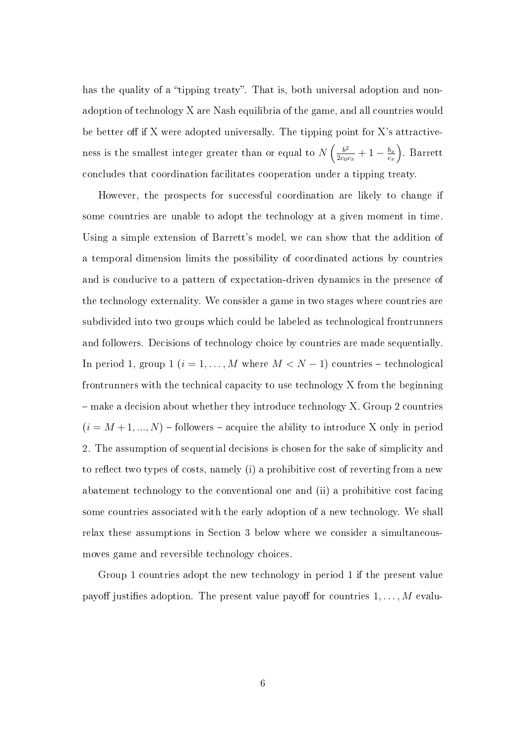has the quality of a "tipping treaty". That is, both universal adoption and non-adoption of technology X are Nash equilibria of the game, and all countries would be better off if X were adopted universally. The tipping point for X's attractiveness is the smallest integer greater than or equal to $N\left(\frac{b^2}{2c_0c_x}+1-\frac{b_x}{c_x}\right)$. Barrett concludes that coordination facilitates cooperation under a tipping treaty.

However, the prospects for successful coordination are likely to change if some countries are unable to adopt the technology at a given moment in time. Using a simple extension of Barrett's model, we can show that the addition of a temporal dimension limits the possibility of coordinated actions by countries and is conducive to a pattern of expectation-driven dynamics in the presence of the technology externality. We consider a game in two stages where countries are subdivided into two groups which could be labeled as technological frontrunners and followers. Decisions of technology choice by countries are made sequentially. In period 1, group 1 ($i = 1, \ldots, M$ where $M < N - 1$) countries – technological frontrunners with the technical capacity to use technology X from the beginning – make a decision about whether they introduce technology X. Group 2 countries ($i = M + 1, ..., N$) – followers – acquire the ability to introduce X only in period 2. The assumption of sequential decisions is chosen for the sake of simplicity and to reflect two types of costs, namely (i) a prohibitive cost of reverting from a new abatement technology to the conventional one and (ii) a prohibitive cost facing some countries associated with the early adoption of a new technology. We shall relax these assumptions in Section 3 below where we consider a simultaneous-moves game and reversible technology choices.

Group 1 countries adopt the new technology in period 1 if the present value payoff justifies adoption. The present value payoff for countries $1, \ldots, M$ evalu-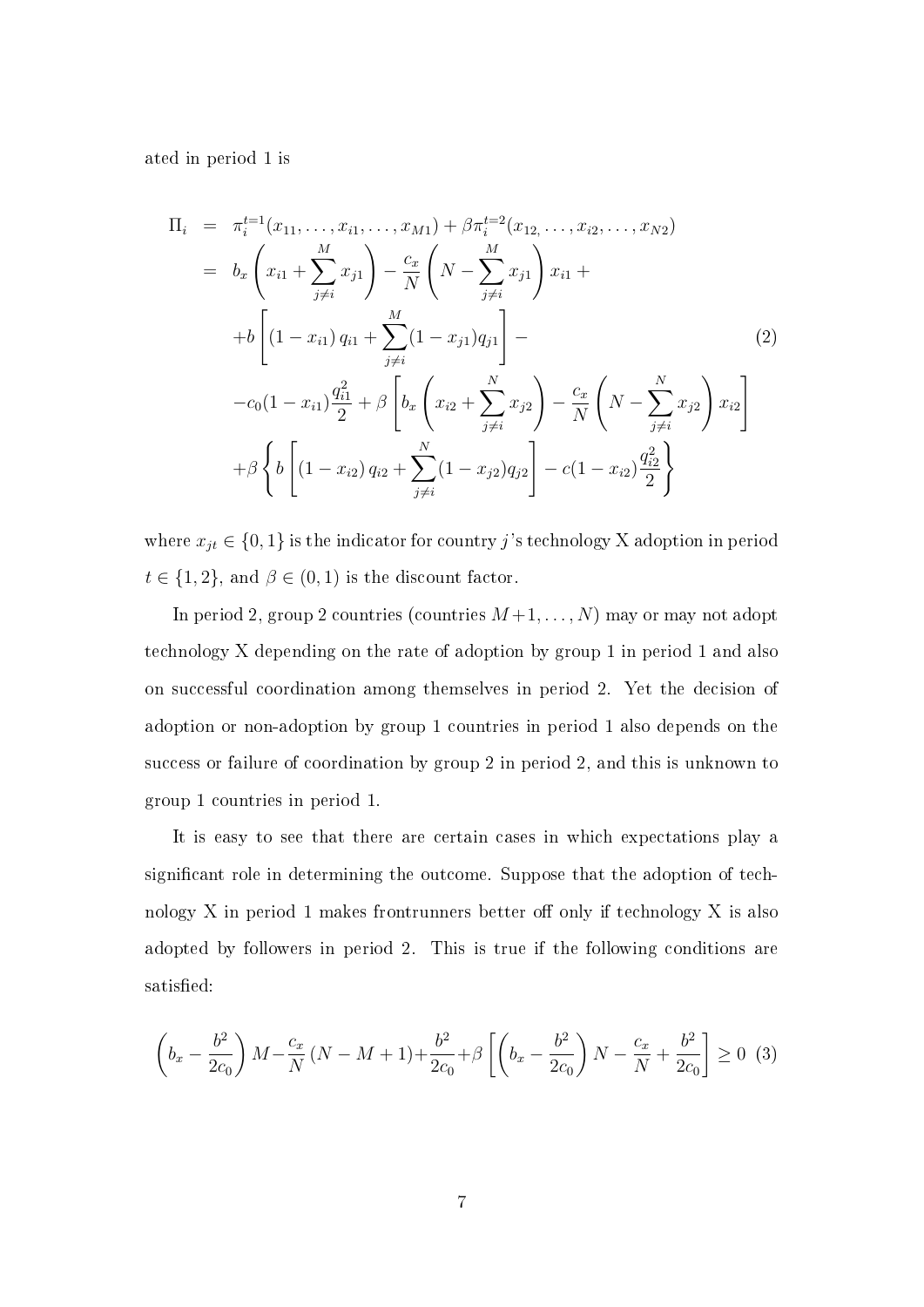ated in period 1 is

$$
\begin{aligned}
\Pi_i &= \pi_i^{t=1}(x_{11}, \ldots, x_{i1}, \ldots, x_{M1}) + \beta \pi_i^{t=2}(x_{12,} \ldots, x_{i2}, \ldots, x_{N2}) \\
&= b_x \left( x_{i1} + \sum_{j \neq i}^{M} x_{j1} \right) - \frac{c_x}{N} \left( N - \sum_{j \neq i}^{M} x_{j1} \right) x_{i1} + \\
&\quad + b \left[ (1 - x_{i1}) \, q_{i1} + \sum_{j \neq i}^{M} (1 - x_{j1}) q_{j1} \right] - \\
&\quad - c_0 (1 - x_{i1}) \frac{q_{i1}^2}{2} + \beta \left[ b_x \left( x_{i2} + \sum_{j \neq i}^{N} x_{j2} \right) - \frac{c_x}{N} \left( N - \sum_{j \neq i}^{N} x_{j2} \right) x_{i2} \right] \\
&\quad + \beta \left\{ b \left[ (1 - x_{i2}) \, q_{i2} + \sum_{j \neq i}^{N} (1 - x_{j2}) q_{j2} \right] - c (1 - x_{i2}) \frac{q_{i2}^2}{2} \right\}
\end{aligned} \tag{2}
$$

where $x_{jt} \in \{0, 1\}$ is the indicator for country $j$'s technology X adoption in period $t \in \{1, 2\}$, and $\beta \in (0, 1)$ is the discount factor.

In period 2, group 2 countries (countries $M+1, \ldots, N$) may or may not adopt technology X depending on the rate of adoption by group 1 in period 1 and also on successful coordination among themselves in period 2. Yet the decision of adoption or non-adoption by group 1 countries in period 1 also depends on the success or failure of coordination by group 2 in period 2, and this is unknown to group 1 countries in period 1.

It is easy to see that there are certain cases in which expectations play a significant role in determining the outcome. Suppose that the adoption of technology X in period 1 makes frontrunners better off only if technology X is also adopted by followers in period 2. This is true if the following conditions are satisfied:

$$
\left( b_x - \frac{b^2}{2c_0} \right) M - \frac{c_x}{N} (N - M + 1) + \frac{b^2}{2c_0} + \beta \left[ \left( b_x - \frac{b^2}{2c_0} \right) N - \frac{c_x}{N} + \frac{b^2}{2c_0} \right] \geq 0 \tag{3}
$$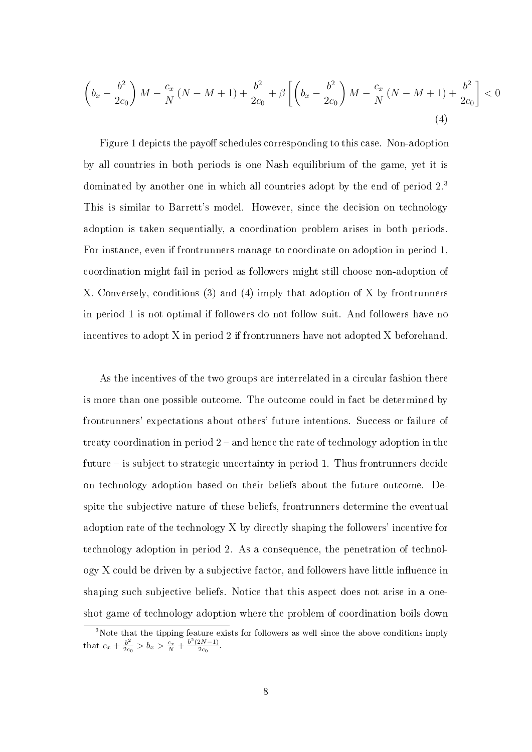$$\left(b_x - \frac{b^2}{2c_0}\right) M - \frac{c_x}{N}(N - M + 1) + \frac{b^2}{2c_0} + \beta\left[\left(b_x - \frac{b^2}{2c_0}\right) M - \frac{c_x}{N}(N - M + 1) + \frac{b^2}{2c_0}\right] < 0 \tag{4}$$

Figure 1 depicts the payoff schedules corresponding to this case. Non-adoption by all countries in both periods is one Nash equilibrium of the game, yet it is dominated by another one in which all countries adopt by the end of period 2.[3] This is similar to Barrett's model. However, since the decision on technology adoption is taken sequentially, a coordination problem arises in both periods. For instance, even if frontrunners manage to coordinate on adoption in period 1, coordination might fail in period as followers might still choose non-adoption of X. Conversely, conditions (3) and (4) imply that adoption of X by frontrunners in period 1 is not optimal if followers do not follow suit. And followers have no incentives to adopt X in period 2 if frontrunners have not adopted X beforehand.

As the incentives of the two groups are interrelated in a circular fashion there is more than one possible outcome. The outcome could in fact be determined by frontrunners' expectations about others' future intentions. Success or failure of treaty coordination in period 2 – and hence the rate of technology adoption in the future – is subject to strategic uncertainty in period 1. Thus frontrunners decide on technology adoption based on their beliefs about the future outcome. Despite the subjective nature of these beliefs, frontrunners determine the eventual adoption rate of the technology X by directly shaping the followers' incentive for technology adoption in period 2. As a consequence, the penetration of technology X could be driven by a subjective factor, and followers have little influence in shaping such subjective beliefs. Notice that this aspect does not arise in a one-shot game of technology adoption where the problem of coordination boils down

[3] Note that the tipping feature exists for followers as well since the above conditions imply that $c_x + \frac{b^2}{2c_0} > b_x > \frac{c_x}{N} + \frac{b^2(2N-1)}{2c_0}$.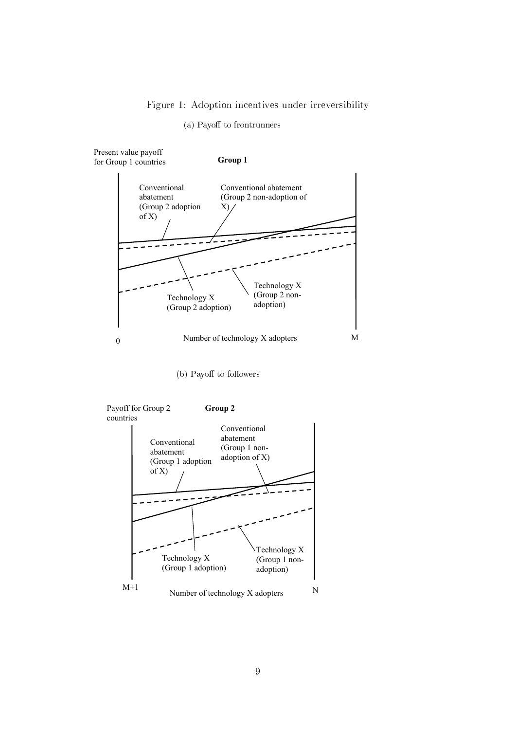Figure 1: Adoption incentives under irreversibility

(a) Payoff to frontrunners

(b) Payoff to followers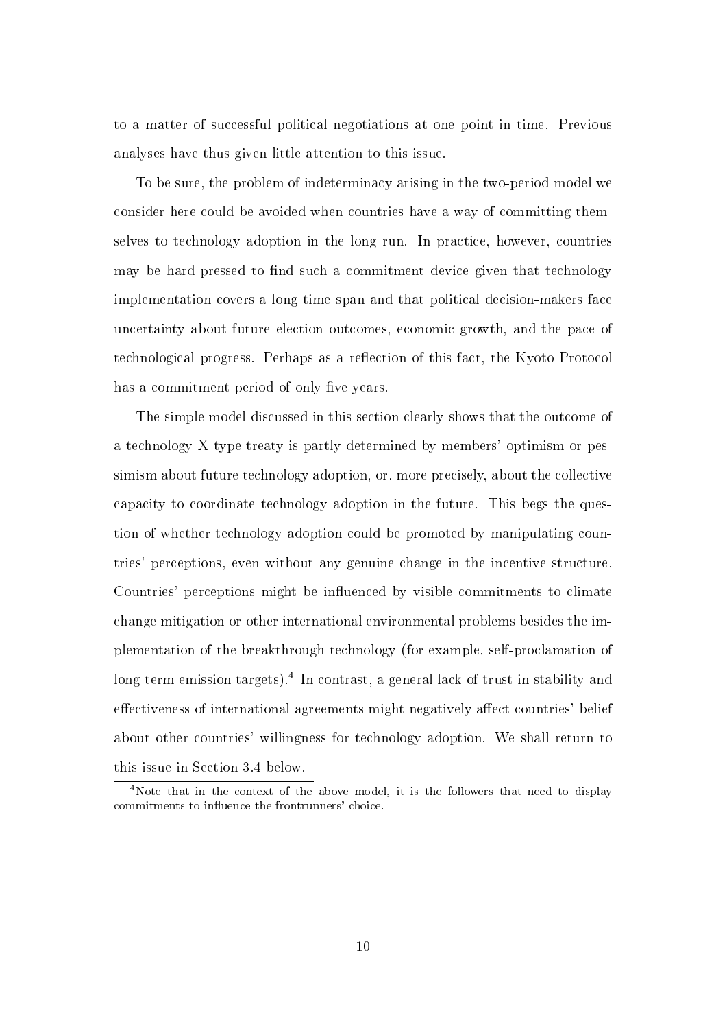to a matter of successful political negotiations at one point in time. Previous analyses have thus given little attention to this issue.

To be sure, the problem of indeterminacy arising in the two-period model we consider here could be avoided when countries have a way of committing themselves to technology adoption in the long run. In practice, however, countries may be hard-pressed to find such a commitment device given that technology implementation covers a long time span and that political decision-makers face uncertainty about future election outcomes, economic growth, and the pace of technological progress. Perhaps as a reflection of this fact, the Kyoto Protocol has a commitment period of only five years.

The simple model discussed in this section clearly shows that the outcome of a technology X type treaty is partly determined by members' optimism or pessimism about future technology adoption, or, more precisely, about the collective capacity to coordinate technology adoption in the future. This begs the question of whether technology adoption could be promoted by manipulating countries' perceptions, even without any genuine change in the incentive structure. Countries' perceptions might be influenced by visible commitments to climate change mitigation or other international environmental problems besides the implementation of the breakthrough technology (for example, self-proclamation of long-term emission targets).[4] In contrast, a general lack of trust in stability and effectiveness of international agreements might negatively affect countries' belief about other countries' willingness for technology adoption. We shall return to this issue in Section 3.4 below.

[4]Note that in the context of the above model, it is the followers that need to display commitments to influence the frontrunners' choice.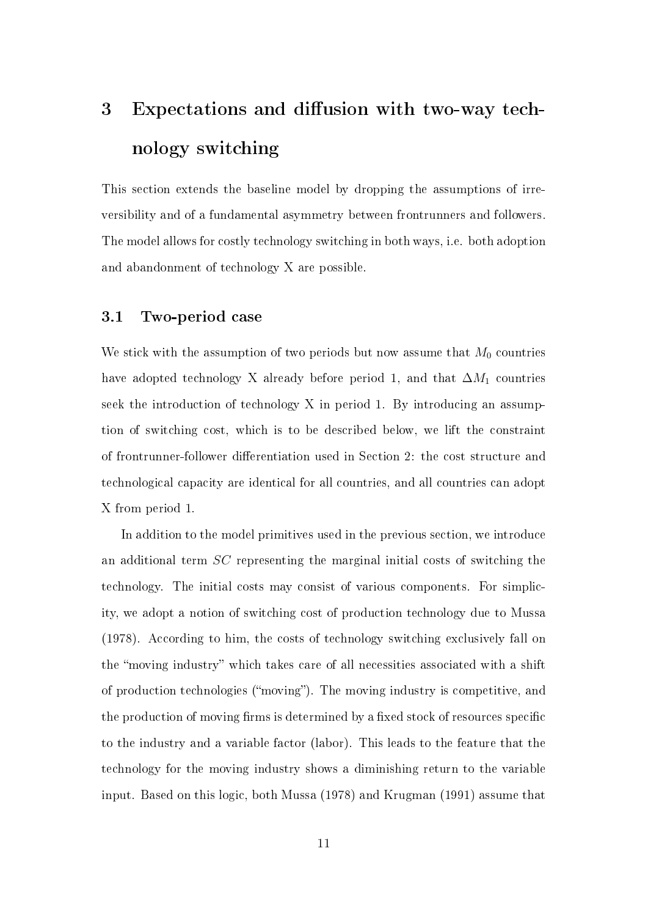# 3 Expectations and diffusion with two-way technology switching

This section extends the baseline model by dropping the assumptions of irreversibility and of a fundamental asymmetry between frontrunners and followers. The model allows for costly technology switching in both ways, i.e. both adoption and abandonment of technology X are possible.

## 3.1 Two-period case

We stick with the assumption of two periods but now assume that $M_0$ countries have adopted technology X already before period 1, and that $\Delta M_1$ countries seek the introduction of technology X in period 1. By introducing an assumption of switching cost, which is to be described below, we lift the constraint of frontrunner-follower differentiation used in Section 2: the cost structure and technological capacity are identical for all countries, and all countries can adopt X from period 1.

In addition to the model primitives used in the previous section, we introduce an additional term $SC$ representing the marginal initial costs of switching the technology. The initial costs may consist of various components. For simplicity, we adopt a notion of switching cost of production technology due to Mussa (1978). According to him, the costs of technology switching exclusively fall on the "moving industry" which takes care of all necessities associated with a shift of production technologies ("moving"). The moving industry is competitive, and the production of moving firms is determined by a fixed stock of resources specific to the industry and a variable factor (labor). This leads to the feature that the technology for the moving industry shows a diminishing return to the variable input. Based on this logic, both Mussa (1978) and Krugman (1991) assume that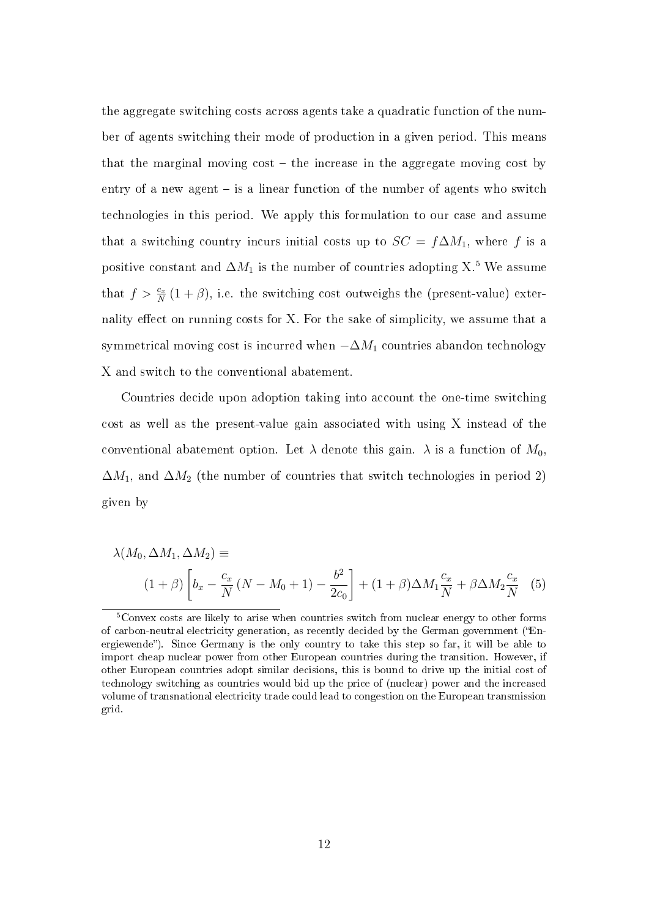the aggregate switching costs across agents take a quadratic function of the number of agents switching their mode of production in a given period. This means that the marginal moving cost – the increase in the aggregate moving cost by entry of a new agent – is a linear function of the number of agents who switch technologies in this period. We apply this formulation to our case and assume that a switching country incurs initial costs up to $SC = f\Delta M_1$, where $f$ is a positive constant and $\Delta M_1$ is the number of countries adopting X.[5] We assume that $f > \frac{c_x}{N}(1+\beta)$, i.e. the switching cost outweighs the (present-value) externality effect on running costs for X. For the sake of simplicity, we assume that a symmetrical moving cost is incurred when $-\Delta M_1$ countries abandon technology X and switch to the conventional abatement.

Countries decide upon adoption taking into account the one-time switching cost as well as the present-value gain associated with using X instead of the conventional abatement option. Let $\lambda$ denote this gain. $\lambda$ is a function of $M_0$, $\Delta M_1$, and $\Delta M_2$ (the number of countries that switch technologies in period 2) given by

$$\lambda(M_0, \Delta M_1, \Delta M_2) \equiv$$
$$(1+\beta)\left[b_x - \frac{c_x}{N}(N - M_0 + 1) - \frac{b^2}{2c_0}\right] + (1+\beta)\Delta M_1 \frac{c_x}{N} + \beta \Delta M_2 \frac{c_x}{N} \quad (5)$$

[5]Convex costs are likely to arise when countries switch from nuclear energy to other forms of carbon-neutral electricity generation, as recently decided by the German government ("Energiewende"). Since Germany is the only country to take this step so far, it will be able to import cheap nuclear power from other European countries during the transition. However, if other European countries adopt similar decisions, this is bound to drive up the initial cost of technology switching as countries would bid up the price of (nuclear) power and the increased volume of transnational electricity trade could lead to congestion on the European transmission grid.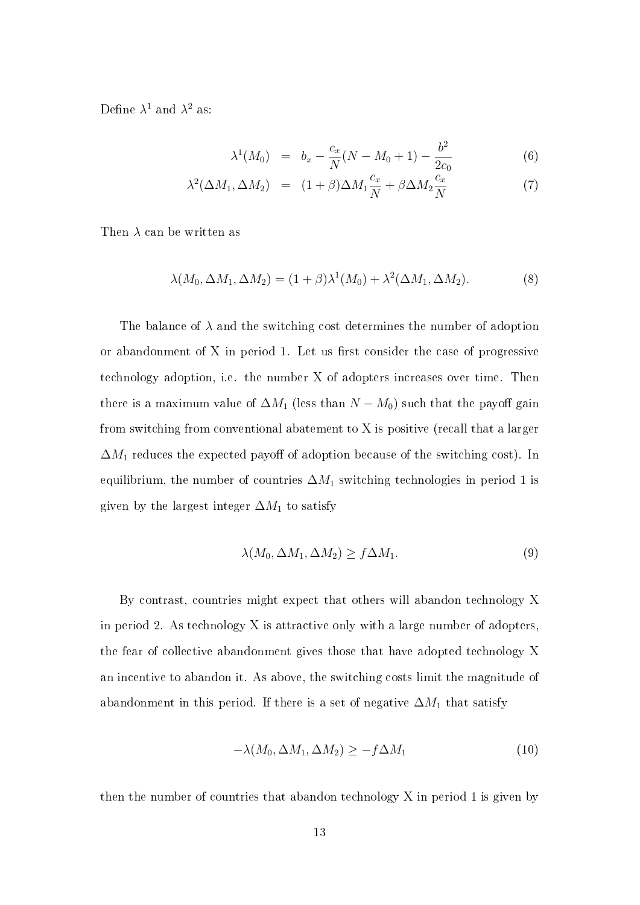Define $\lambda^1$ and $\lambda^2$ as:

$$
\begin{aligned}
\lambda^1(M_0) &= b_x - \frac{c_x}{N}(N - M_0 + 1) - \frac{b^2}{2c_0} && (6) \\
\lambda^2(\Delta M_1, \Delta M_2) &= (1+\beta)\Delta M_1 \frac{c_x}{N} + \beta \Delta M_2 \frac{c_x}{N} && (7)
\end{aligned}
$$

Then $\lambda$ can be written as

$$
\lambda(M_0, \Delta M_1, \Delta M_2) = (1+\beta)\lambda^1(M_0) + \lambda^2(\Delta M_1, \Delta M_2). \tag{8}
$$

The balance of $\lambda$ and the switching cost determines the number of adoption or abandonment of X in period 1. Let us first consider the case of progressive technology adoption, i.e. the number X of adopters increases over time. Then there is a maximum value of $\Delta M_1$ (less than $N - M_0$) such that the payoff gain from switching from conventional abatement to X is positive (recall that a larger $\Delta M_1$ reduces the expected payoff of adoption because of the switching cost). In equilibrium, the number of countries $\Delta M_1$ switching technologies in period 1 is given by the largest integer $\Delta M_1$ to satisfy

$$
\lambda(M_0, \Delta M_1, \Delta M_2) \geq f \Delta M_1. \tag{9}
$$

By contrast, countries might expect that others will abandon technology X in period 2. As technology X is attractive only with a large number of adopters, the fear of collective abandonment gives those that have adopted technology X an incentive to abandon it. As above, the switching costs limit the magnitude of abandonment in this period. If there is a set of negative $\Delta M_1$ that satisfy

$$
-\lambda(M_0, \Delta M_1, \Delta M_2) \geq -f \Delta M_1 \tag{10}
$$

then the number of countries that abandon technology X in period 1 is given by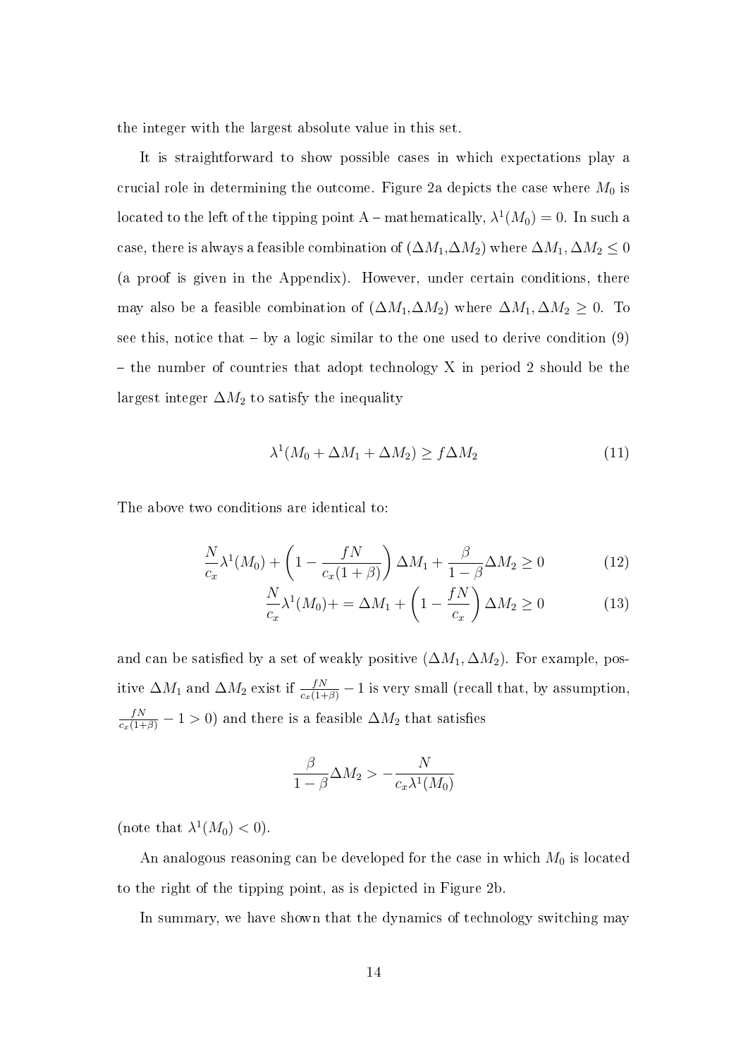the integer with the largest absolute value in this set.

It is straightforward to show possible cases in which expectations play a crucial role in determining the outcome. Figure 2a depicts the case where $M_0$ is located to the left of the tipping point A – mathematically, $\lambda^1(M_0) = 0$. In such a case, there is always a feasible combination of ($\Delta M_1$,$\Delta M_2$) where $\Delta M_1, \Delta M_2 \leq 0$ (a proof is given in the Appendix). However, under certain conditions, there may also be a feasible combination of ($\Delta M_1$,$\Delta M_2$) where $\Delta M_1, \Delta M_2 \geq 0$. To see this, notice that – by a logic similar to the one used to derive condition (9) – the number of countries that adopt technology X in period 2 should be the largest integer $\Delta M_2$ to satisfy the inequality

$$\lambda^1(M_0 + \Delta M_1 + \Delta M_2) \geq f\Delta M_2 \tag{11}$$

The above two conditions are identical to:

$$\frac{N}{c_x}\lambda^1(M_0) + \left(1 - \frac{fN}{c_x(1+\beta)}\right)\Delta M_1 + \frac{\beta}{1-\beta}\Delta M_2 \geq 0 \tag{12}$$

$$\frac{N}{c_x}\lambda^1(M_0) + = \Delta M_1 + \left(1 - \frac{fN}{c_x}\right)\Delta M_2 \geq 0 \tag{13}$$

and can be satisfied by a set of weakly positive ($\Delta M_1, \Delta M_2$). For example, positive $\Delta M_1$ and $\Delta M_2$ exist if $\frac{fN}{c_x(1+\beta)} - 1$ is very small (recall that, by assumption, $\frac{fN}{c_x(1+\beta)} - 1 > 0$) and there is a feasible $\Delta M_2$ that satisfies

$$\frac{\beta}{1-\beta}\Delta M_2 > -\frac{N}{c_x\lambda^1(M_0)}$$

(note that $\lambda^1(M_0) < 0$).

An analogous reasoning can be developed for the case in which $M_0$ is located to the right of the tipping point, as is depicted in Figure 2b.

In summary, we have shown that the dynamics of technology switching may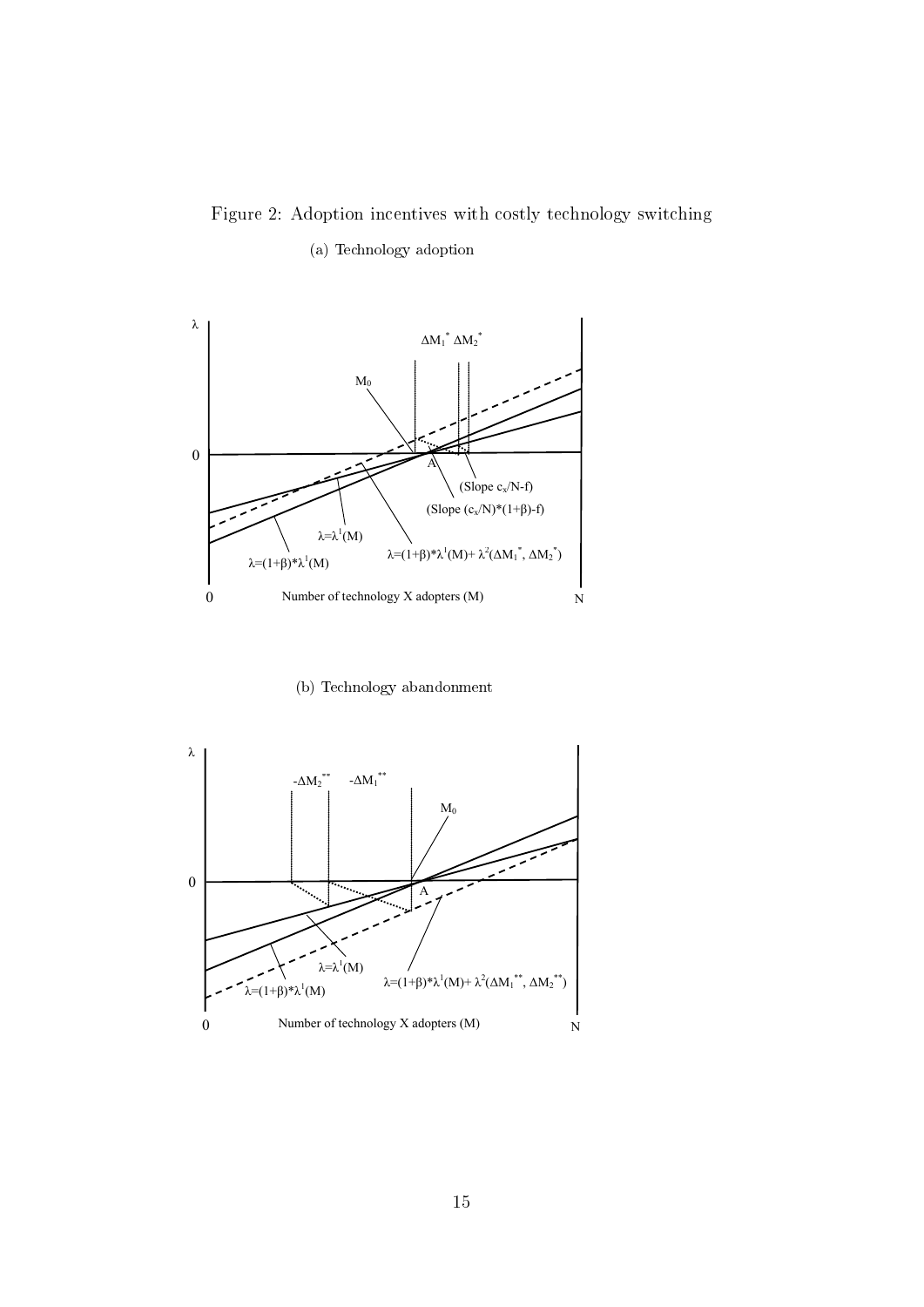Figure 2: Adoption incentives with costly technology switching

(a) Technology adoption

(b) Technology abandonment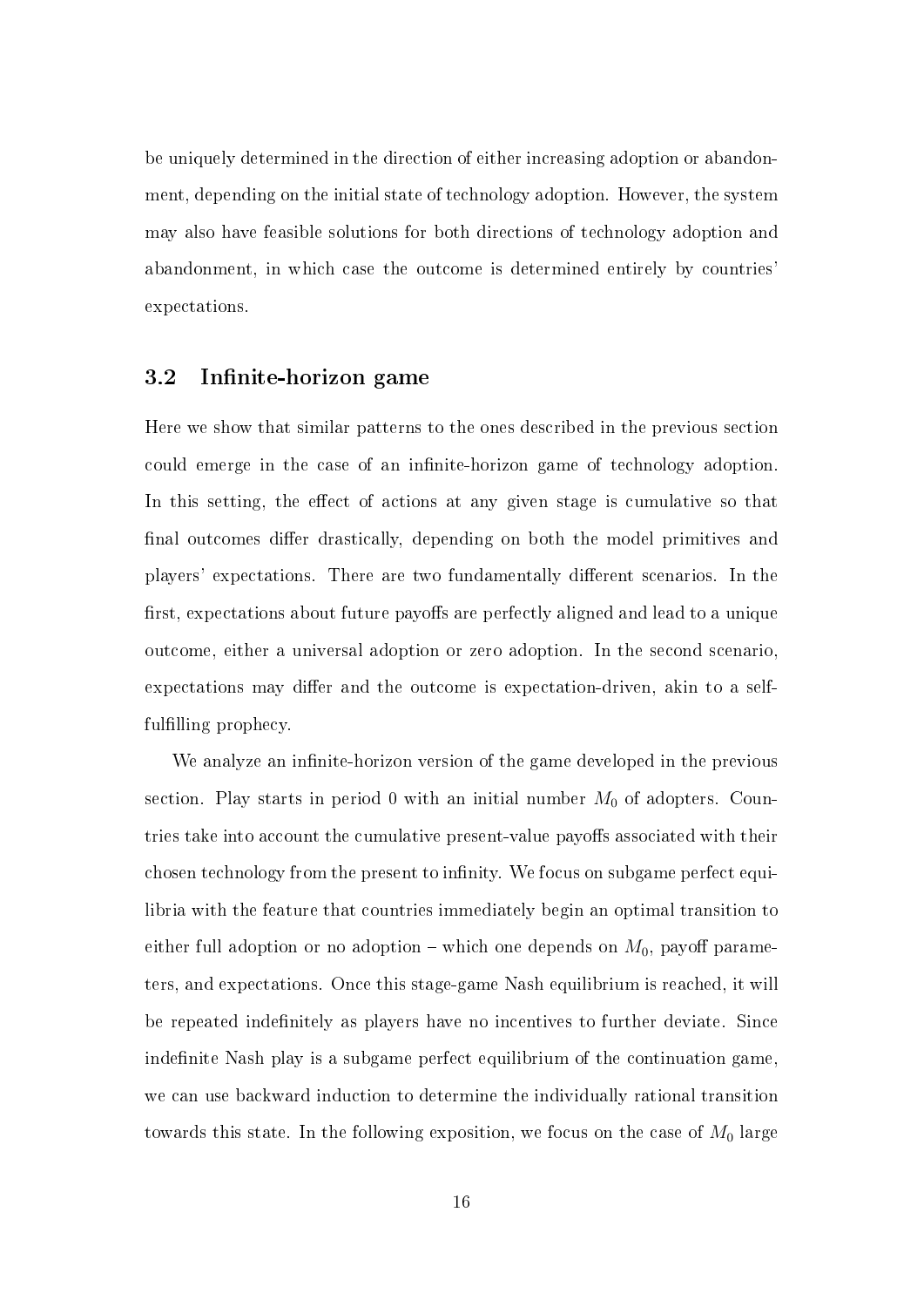be uniquely determined in the direction of either increasing adoption or abandonment, depending on the initial state of technology adoption. However, the system may also have feasible solutions for both directions of technology adoption and abandonment, in which case the outcome is determined entirely by countries' expectations.

### 3.2 Infinite-horizon game

Here we show that similar patterns to the ones described in the previous section could emerge in the case of an infinite-horizon game of technology adoption. In this setting, the effect of actions at any given stage is cumulative so that final outcomes differ drastically, depending on both the model primitives and players' expectations. There are two fundamentally different scenarios. In the first, expectations about future payoffs are perfectly aligned and lead to a unique outcome, either a universal adoption or zero adoption. In the second scenario, expectations may differ and the outcome is expectation-driven, akin to a self-fulfilling prophecy.

We analyze an infinite-horizon version of the game developed in the previous section. Play starts in period 0 with an initial number $M_0$ of adopters. Countries take into account the cumulative present-value payoffs associated with their chosen technology from the present to infinity. We focus on subgame perfect equilibria with the feature that countries immediately begin an optimal transition to either full adoption or no adoption – which one depends on $M_0$, payoff parameters, and expectations. Once this stage-game Nash equilibrium is reached, it will be repeated indefinitely as players have no incentives to further deviate. Since indefinite Nash play is a subgame perfect equilibrium of the continuation game, we can use backward induction to determine the individually rational transition towards this state. In the following exposition, we focus on the case of $M_0$ large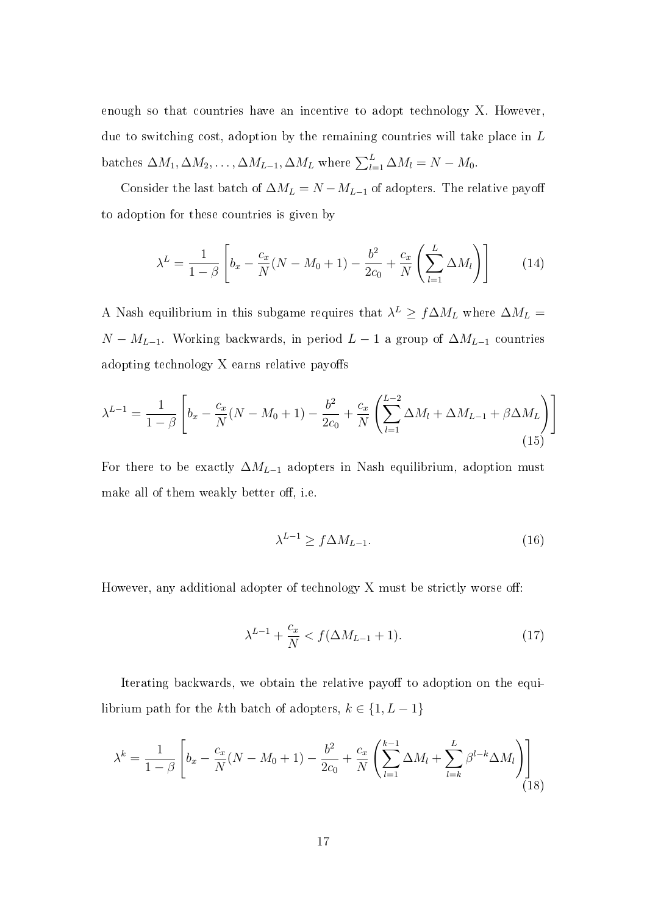enough so that countries have an incentive to adopt technology X. However, due to switching cost, adoption by the remaining countries will take place in $L$ batches $\Delta M_1, \Delta M_2, \ldots, \Delta M_{L-1}, \Delta M_L$ where $\sum_{l=1}^{L} \Delta M_l = N - M_0$.

Consider the last batch of $\Delta M_L = N - M_{L-1}$ of adopters. The relative payoff to adoption for these countries is given by

$$\lambda^L = \frac{1}{1-\beta}\left[b_x - \frac{c_x}{N}(N - M_0 + 1) - \frac{b^2}{2c_0} + \frac{c_x}{N}\left(\sum_{l=1}^{L} \Delta M_l\right)\right] \tag{14}$$

A Nash equilibrium in this subgame requires that $\lambda^L \geq f\Delta M_L$ where $\Delta M_L = N - M_{L-1}$. Working backwards, in period $L-1$ a group of $\Delta M_{L-1}$ countries adopting technology X earns relative payoffs

$$\lambda^{L-1} = \frac{1}{1-\beta}\left[b_x - \frac{c_x}{N}(N - M_0 + 1) - \frac{b^2}{2c_0} + \frac{c_x}{N}\left(\sum_{l=1}^{L-2} \Delta M_l + \Delta M_{L-1} + \beta \Delta M_L\right)\right] \tag{15}$$

For there to be exactly $\Delta M_{L-1}$ adopters in Nash equilibrium, adoption must make all of them weakly better off, i.e.

$$\lambda^{L-1} \geq f\Delta M_{L-1}. \tag{16}$$

However, any additional adopter of technology X must be strictly worse off:

$$\lambda^{L-1} + \frac{c_x}{N} < f(\Delta M_{L-1} + 1). \tag{17}$$

Iterating backwards, we obtain the relative payoff to adoption on the equilibrium path for the $k$th batch of adopters, $k \in \{1, L-1\}$

$$\lambda^k = \frac{1}{1-\beta}\left[b_x - \frac{c_x}{N}(N - M_0 + 1) - \frac{b^2}{2c_0} + \frac{c_x}{N}\left(\sum_{l=1}^{k-1} \Delta M_l + \sum_{l=k}^{L} \beta^{l-k} \Delta M_l\right)\right] \tag{18}$$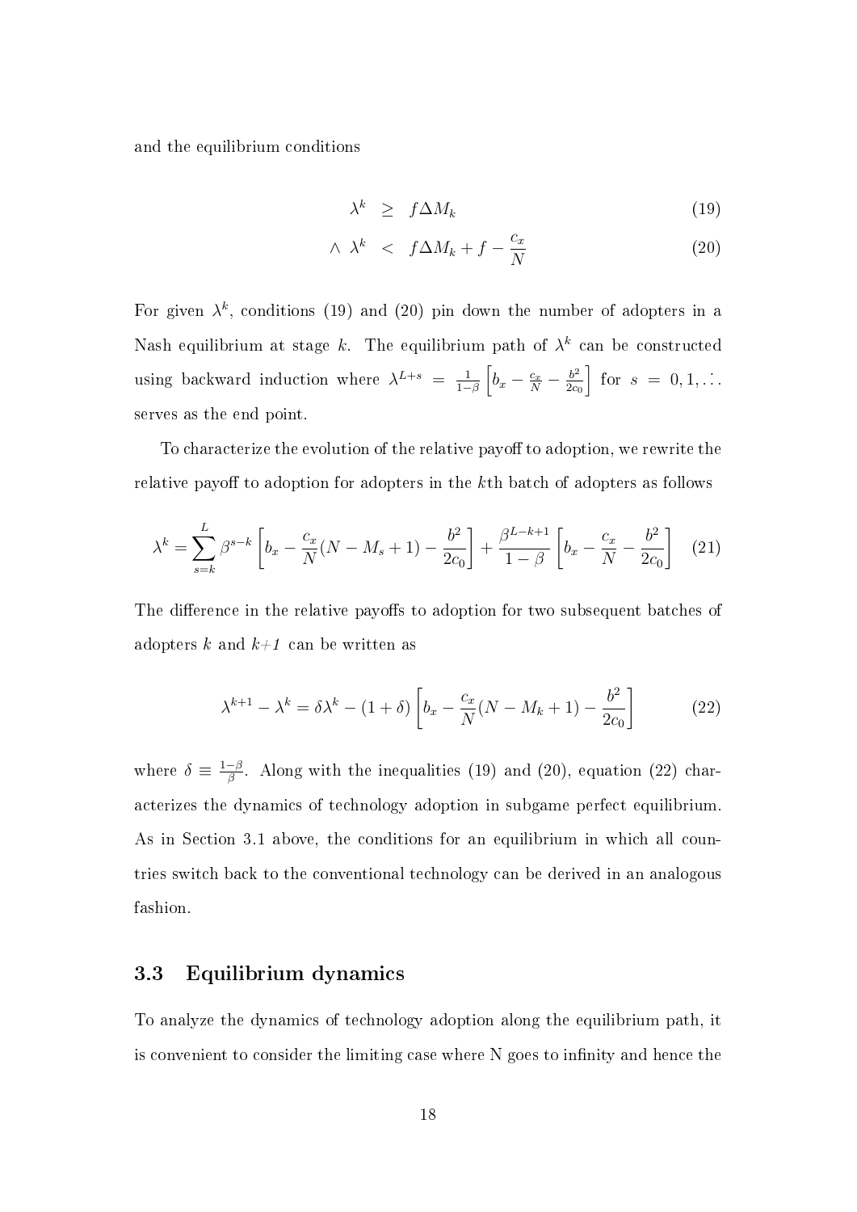and the equilibrium conditions

$$
\begin{aligned}
\lambda^k &\geq f \Delta M_k \qquad (19) \\
\wedge \ \lambda^k &< f \Delta M_k + f - \frac{c_x}{N} \qquad (20)
\end{aligned}
$$

For given $\lambda^k$, conditions (19) and (20) pin down the number of adopters in a Nash equilibrium at stage $k$. The equilibrium path of $\lambda^k$ can be constructed using backward induction where $\lambda^{L+s} = \frac{1}{1-\beta}\left[b_x - \frac{c_x}{N} - \frac{b^2}{2c_0}\right]$ for $s = 0, 1, \ldots$ serves as the end point.

To characterize the evolution of the relative payoff to adoption, we rewrite the relative payoff to adoption for adopters in the $k$th batch of adopters as follows

$$
\lambda^k = \sum_{s=k}^{L} \beta^{s-k}\left[b_x - \frac{c_x}{N}(N - M_s + 1) - \frac{b^2}{2c_0}\right] + \frac{\beta^{L-k+1}}{1-\beta}\left[b_x - \frac{c_x}{N} - \frac{b^2}{2c_0}\right] \qquad (21)
$$

The difference in the relative payoffs to adoption for two subsequent batches of adopters $k$ and $k+1$ can be written as

$$
\lambda^{k+1} - \lambda^k = \delta \lambda^k - (1+\delta)\left[b_x - \frac{c_x}{N}(N - M_k + 1) - \frac{b^2}{2c_0}\right] \qquad (22)
$$

where $\delta \equiv \frac{1-\beta}{\beta}$. Along with the inequalities (19) and (20), equation (22) characterizes the dynamics of technology adoption in subgame perfect equilibrium. As in Section 3.1 above, the conditions for an equilibrium in which all countries switch back to the conventional technology can be derived in an analogous fashion.

## 3.3 Equilibrium dynamics

To analyze the dynamics of technology adoption along the equilibrium path, it is convenient to consider the limiting case where N goes to infinity and hence the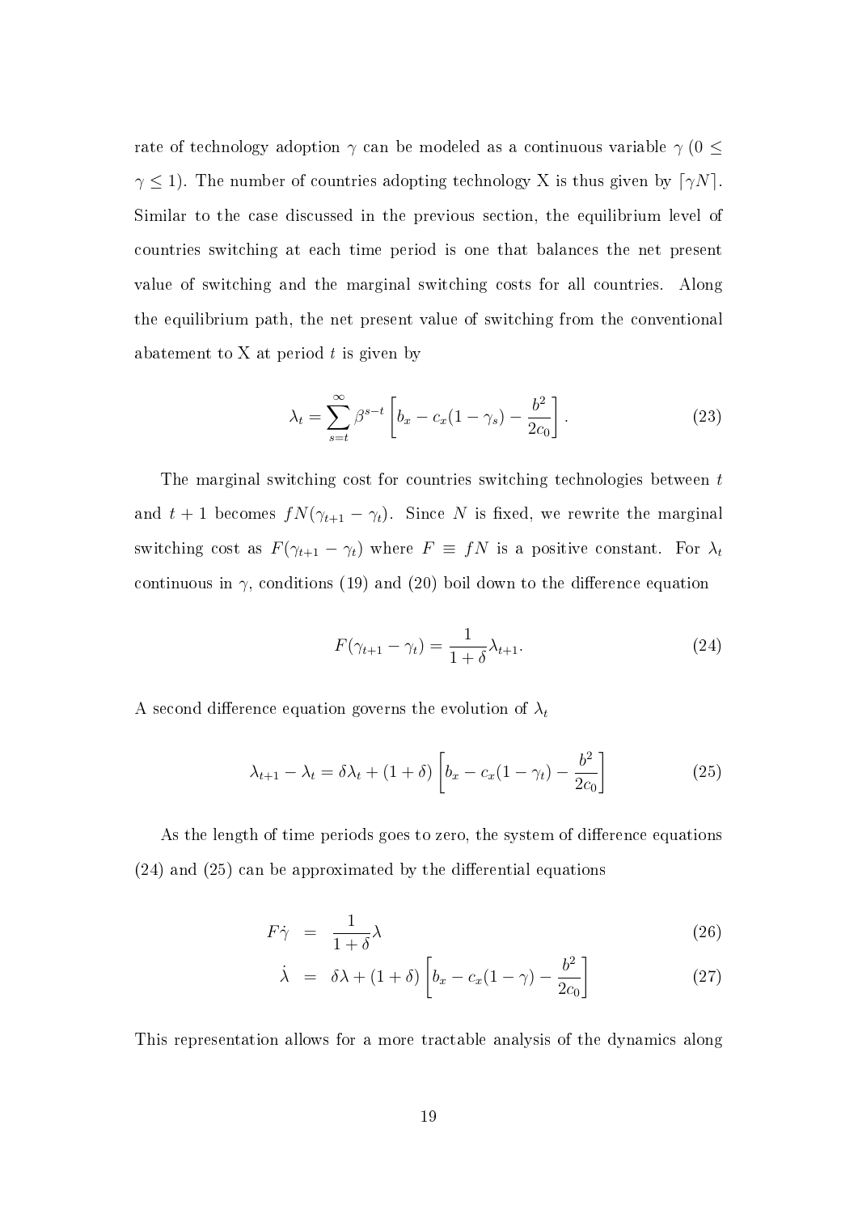rate of technology adoption $\gamma$ can be modeled as a continuous variable $\gamma$ ($0 \leq \gamma \leq 1$). The number of countries adopting technology X is thus given by $\lceil \gamma N \rceil$. Similar to the case discussed in the previous section, the equilibrium level of countries switching at each time period is one that balances the net present value of switching and the marginal switching costs for all countries. Along the equilibrium path, the net present value of switching from the conventional abatement to X at period $t$ is given by

$$\lambda_t = \sum_{s=t}^{\infty} \beta^{s-t} \left[ b_x - c_x(1-\gamma_s) - \frac{b^2}{2c_0} \right]. \tag{23}$$

The marginal switching cost for countries switching technologies between $t$ and $t+1$ becomes $fN(\gamma_{t+1} - \gamma_t)$. Since $N$ is fixed, we rewrite the marginal switching cost as $F(\gamma_{t+1} - \gamma_t)$ where $F \equiv fN$ is a positive constant. For $\lambda_t$ continuous in $\gamma$, conditions (19) and (20) boil down to the difference equation

$$F(\gamma_{t+1} - \gamma_t) = \frac{1}{1+\delta} \lambda_{t+1}. \tag{24}$$

A second difference equation governs the evolution of $\lambda_t$

$$\lambda_{t+1} - \lambda_t = \delta \lambda_t + (1+\delta) \left[ b_x - c_x(1-\gamma_t) - \frac{b^2}{2c_0} \right] \tag{25}$$

As the length of time periods goes to zero, the system of difference equations (24) and (25) can be approximated by the differential equations

$$F\dot{\gamma} = \frac{1}{1+\delta} \lambda \tag{26}$$

$$\dot{\lambda} = \delta \lambda + (1+\delta) \left[ b_x - c_x(1-\gamma) - \frac{b^2}{2c_0} \right] \tag{27}$$

This representation allows for a more tractable analysis of the dynamics along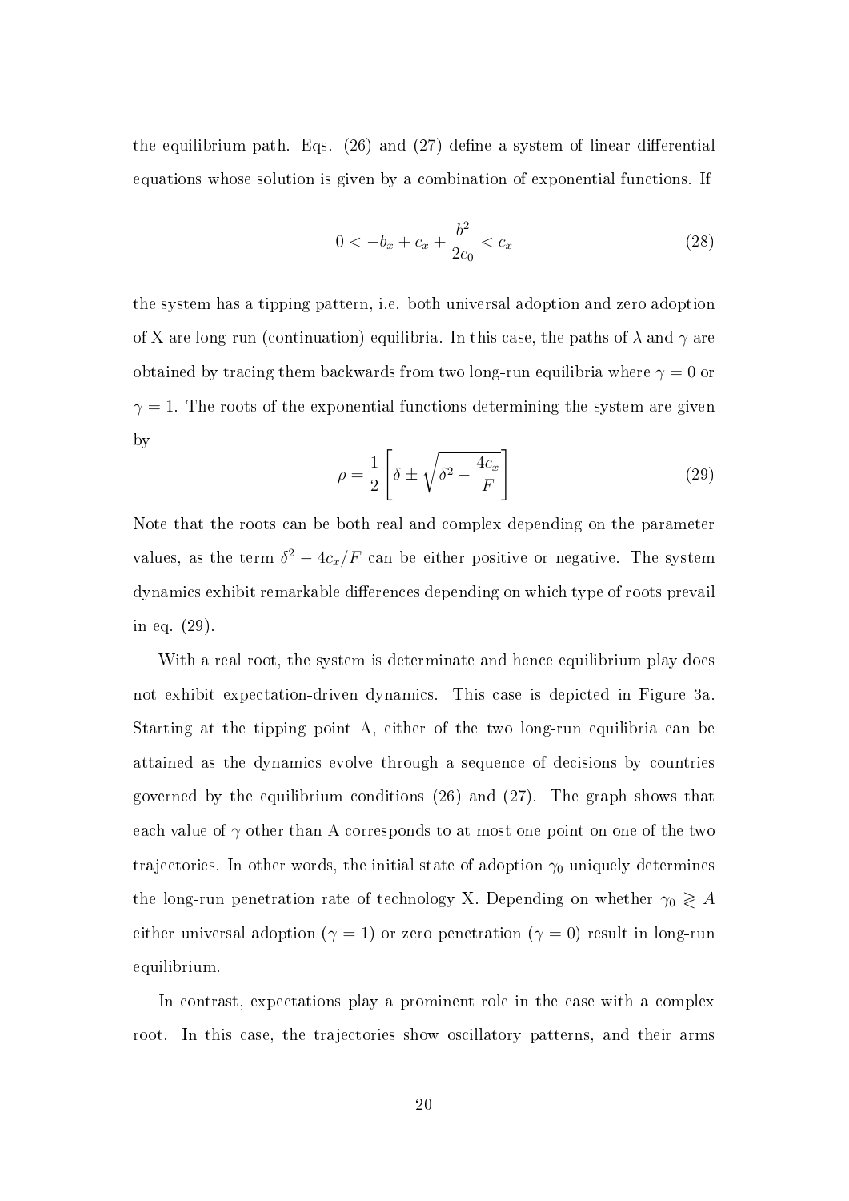the equilibrium path. Eqs. (26) and (27) define a system of linear differential equations whose solution is given by a combination of exponential functions. If

$$0 < -b_x + c_x + \frac{b^2}{2c_0} < c_x \tag{28}$$

the system has a tipping pattern, i.e. both universal adoption and zero adoption of X are long-run (continuation) equilibria. In this case, the paths of $\lambda$ and $\gamma$ are obtained by tracing them backwards from two long-run equilibria where $\gamma = 0$ or $\gamma = 1$. The roots of the exponential functions determining the system are given by

$$\rho = \frac{1}{2}\left[\delta \pm \sqrt{\delta^2 - \frac{4c_x}{F}}\right] \tag{29}$$

Note that the roots can be both real and complex depending on the parameter values, as the term $\delta^2 - 4c_x/F$ can be either positive or negative. The system dynamics exhibit remarkable differences depending on which type of roots prevail in eq. (29).

With a real root, the system is determinate and hence equilibrium play does not exhibit expectation-driven dynamics. This case is depicted in Figure 3a. Starting at the tipping point A, either of the two long-run equilibria can be attained as the dynamics evolve through a sequence of decisions by countries governed by the equilibrium conditions (26) and (27). The graph shows that each value of $\gamma$ other than A corresponds to at most one point on one of the two trajectories. In other words, the initial state of adoption $\gamma_0$ uniquely determines the long-run penetration rate of technology X. Depending on whether $\gamma_0 \gtrless A$ either universal adoption ($\gamma = 1$) or zero penetration ($\gamma = 0$) result in long-run equilibrium.

In contrast, expectations play a prominent role in the case with a complex root. In this case, the trajectories show oscillatory patterns, and their arms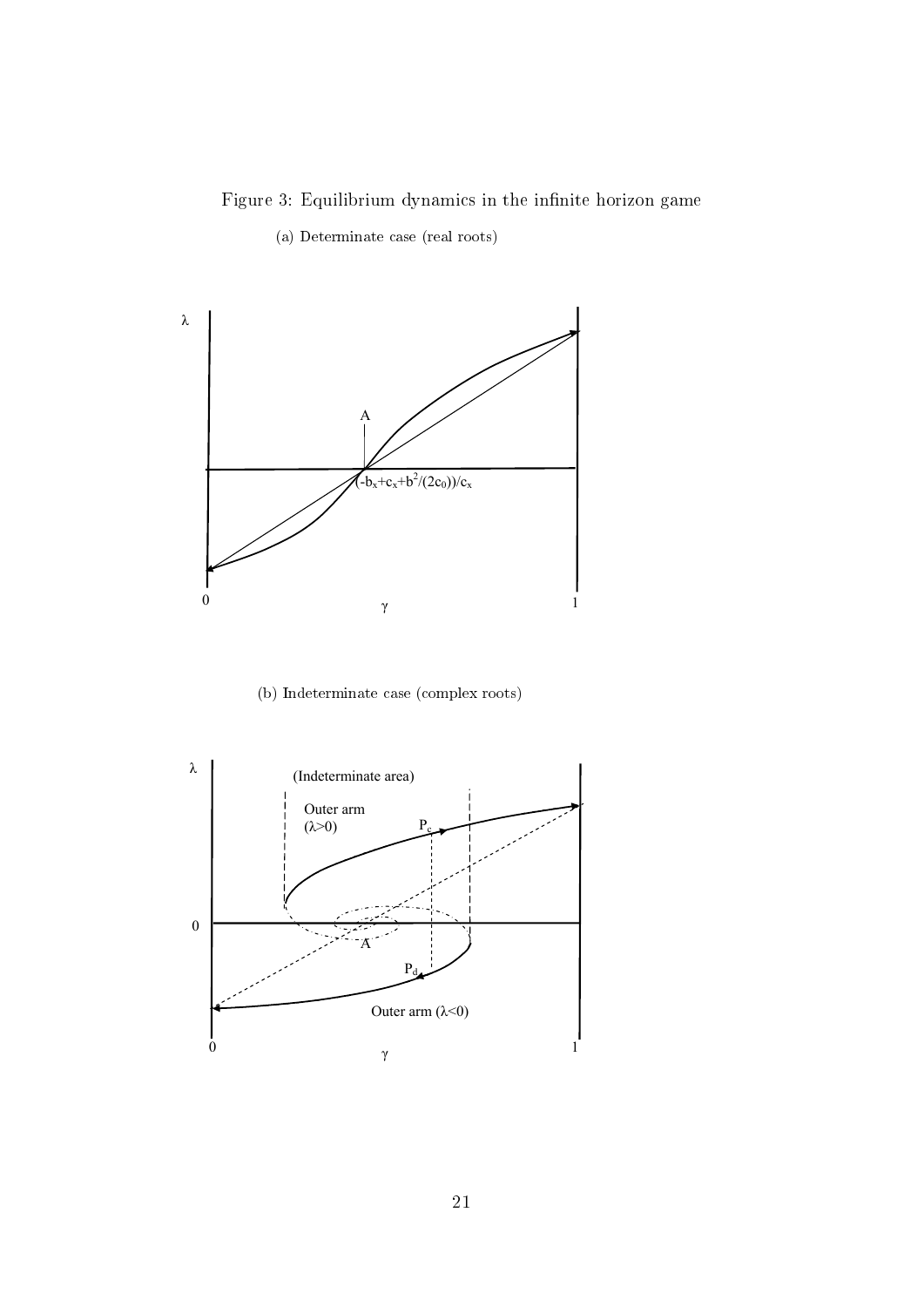Figure 3: Equilibrium dynamics in the infinite horizon game

(a) Determinate case (real roots)

(b) Indeterminate case (complex roots)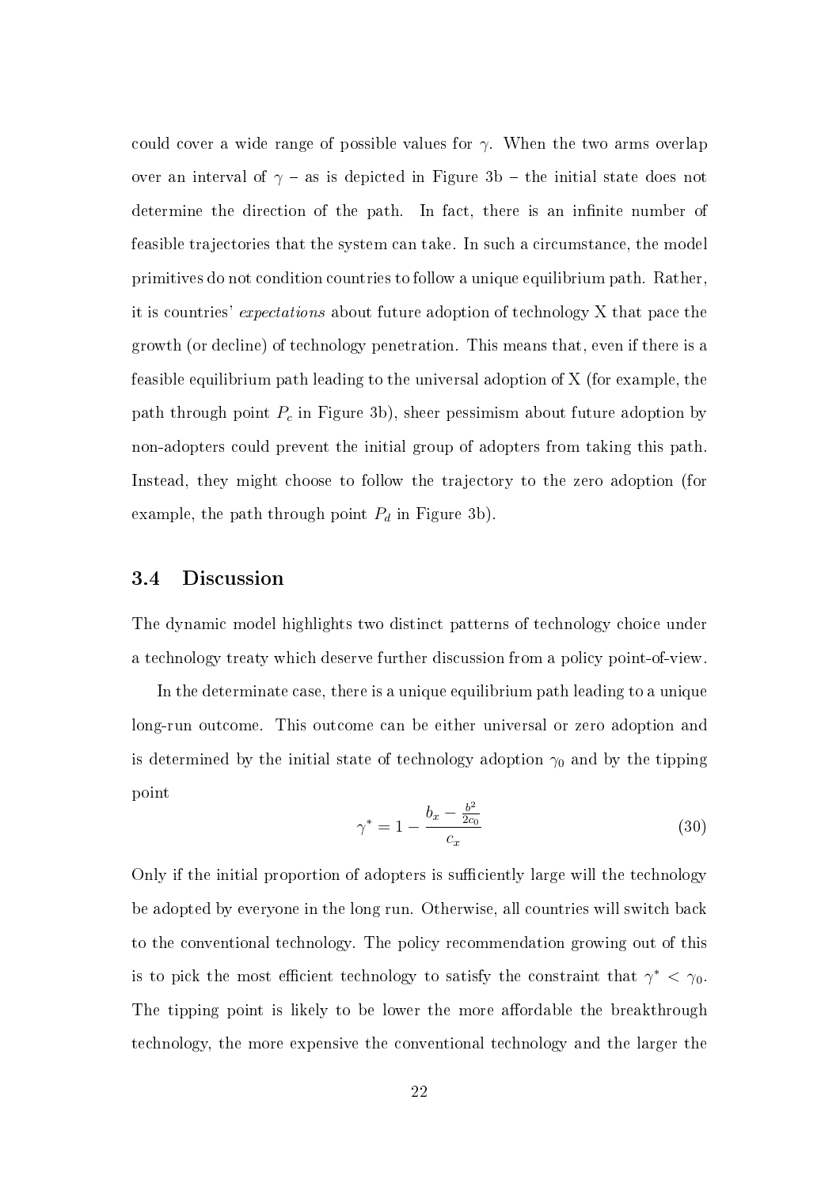could cover a wide range of possible values for $\gamma$. When the two arms overlap over an interval of $\gamma$ – as is depicted in Figure 3b – the initial state does not determine the direction of the path. In fact, there is an infinite number of feasible trajectories that the system can take. In such a circumstance, the model primitives do not condition countries to follow a unique equilibrium path. Rather, it is countries' *expectations* about future adoption of technology X that pace the growth (or decline) of technology penetration. This means that, even if there is a feasible equilibrium path leading to the universal adoption of X (for example, the path through point $P_c$ in Figure 3b), sheer pessimism about future adoption by non-adopters could prevent the initial group of adopters from taking this path. Instead, they might choose to follow the trajectory to the zero adoption (for example, the path through point $P_d$ in Figure 3b).

### 3.4 Discussion

The dynamic model highlights two distinct patterns of technology choice under a technology treaty which deserve further discussion from a policy point-of-view.

In the determinate case, there is a unique equilibrium path leading to a unique long-run outcome. This outcome can be either universal or zero adoption and is determined by the initial state of technology adoption $\gamma_0$ and by the tipping point

$$\gamma^* = 1 - \frac{b_x - \frac{b^2}{2c_0}}{c_x} \tag{30}$$

Only if the initial proportion of adopters is sufficiently large will the technology be adopted by everyone in the long run. Otherwise, all countries will switch back to the conventional technology. The policy recommendation growing out of this is to pick the most efficient technology to satisfy the constraint that $\gamma^* < \gamma_0$. The tipping point is likely to be lower the more affordable the breakthrough technology, the more expensive the conventional technology and the larger the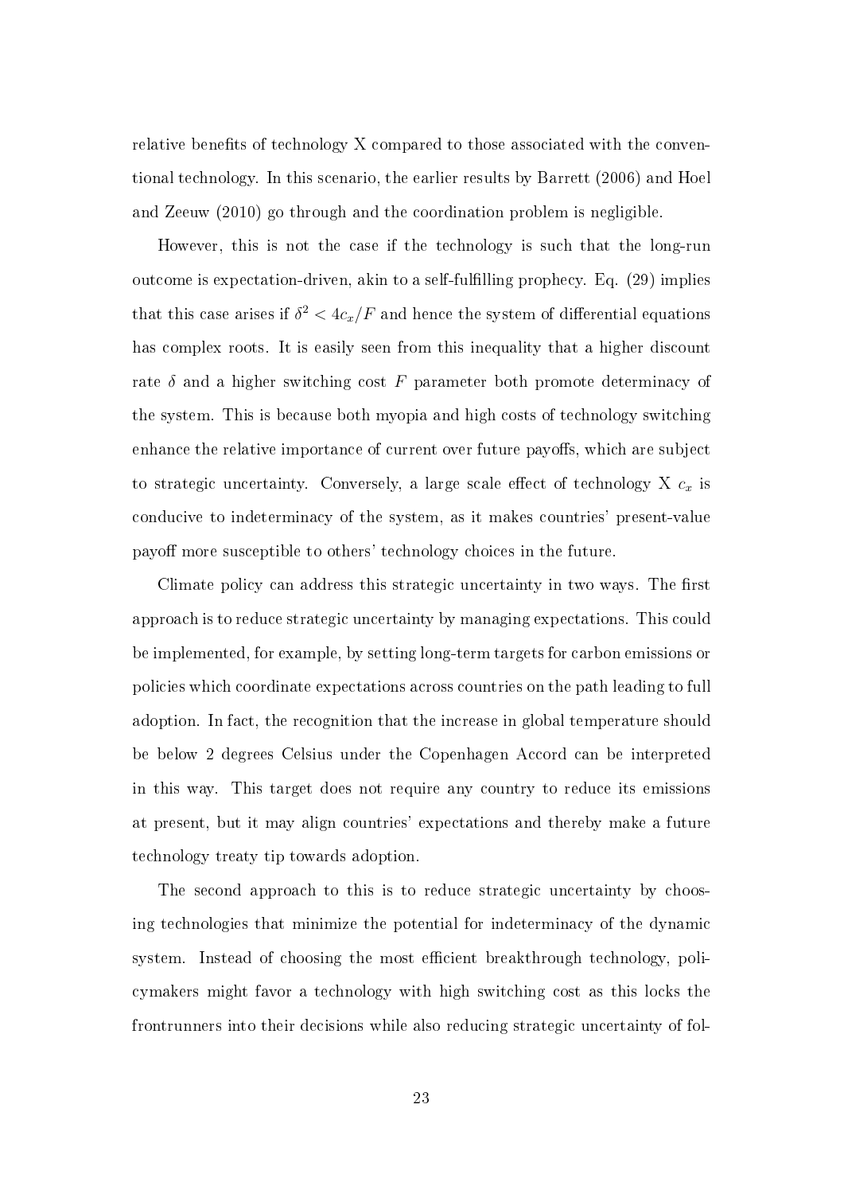relative benefits of technology X compared to those associated with the conventional technology. In this scenario, the earlier results by Barrett (2006) and Hoel and Zeeuw (2010) go through and the coordination problem is negligible.

However, this is not the case if the technology is such that the long-run outcome is expectation-driven, akin to a self-fulfilling prophecy. Eq. (29) implies that this case arises if $\delta^2 < 4c_x/F$ and hence the system of differential equations has complex roots. It is easily seen from this inequality that a higher discount rate $\delta$ and a higher switching cost $F$ parameter both promote determinacy of the system. This is because both myopia and high costs of technology switching enhance the relative importance of current over future payoffs, which are subject to strategic uncertainty. Conversely, a large scale effect of technology X $c_x$ is conducive to indeterminacy of the system, as it makes countries' present-value payoff more susceptible to others' technology choices in the future.

Climate policy can address this strategic uncertainty in two ways. The first approach is to reduce strategic uncertainty by managing expectations. This could be implemented, for example, by setting long-term targets for carbon emissions or policies which coordinate expectations across countries on the path leading to full adoption. In fact, the recognition that the increase in global temperature should be below 2 degrees Celsius under the Copenhagen Accord can be interpreted in this way. This target does not require any country to reduce its emissions at present, but it may align countries' expectations and thereby make a future technology treaty tip towards adoption.

The second approach to this is to reduce strategic uncertainty by choosing technologies that minimize the potential for indeterminacy of the dynamic system. Instead of choosing the most efficient breakthrough technology, policymakers might favor a technology with high switching cost as this locks the frontrunners into their decisions while also reducing strategic uncertainty of fol-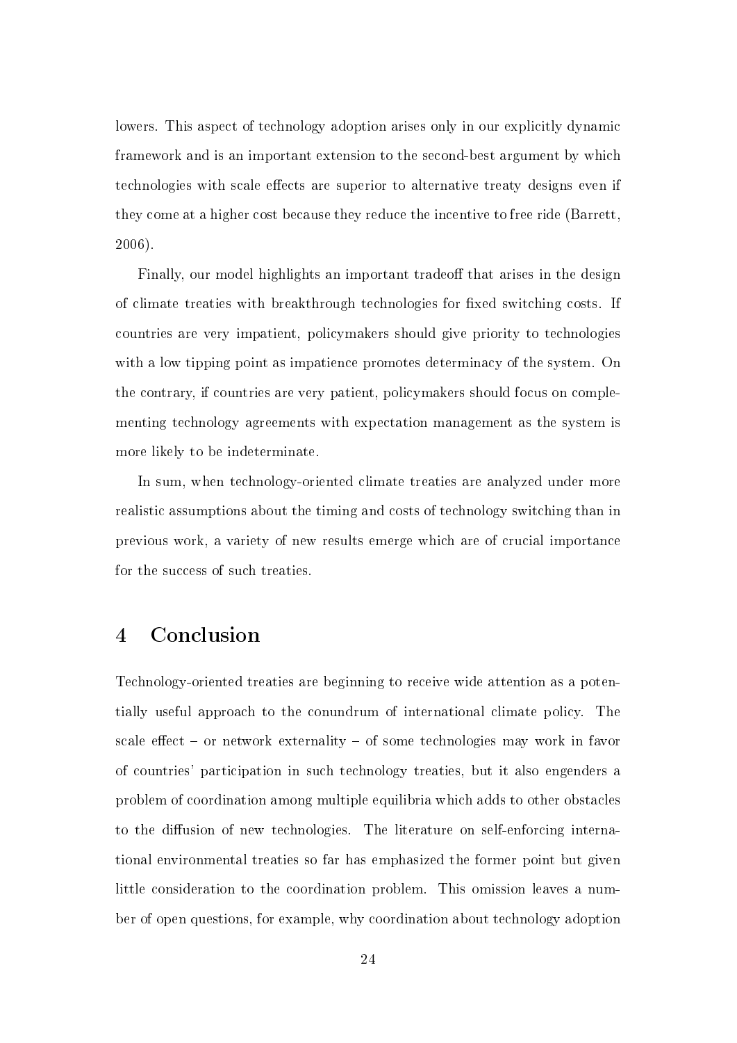lowers. This aspect of technology adoption arises only in our explicitly dynamic framework and is an important extension to the second-best argument by which technologies with scale effects are superior to alternative treaty designs even if they come at a higher cost because they reduce the incentive to free ride (Barrett, 2006).

Finally, our model highlights an important tradeoff that arises in the design of climate treaties with breakthrough technologies for fixed switching costs. If countries are very impatient, policymakers should give priority to technologies with a low tipping point as impatience promotes determinacy of the system. On the contrary, if countries are very patient, policymakers should focus on complementing technology agreements with expectation management as the system is more likely to be indeterminate.

In sum, when technology-oriented climate treaties are analyzed under more realistic assumptions about the timing and costs of technology switching than in previous work, a variety of new results emerge which are of crucial importance for the success of such treaties.

# 4 Conclusion

Technology-oriented treaties are beginning to receive wide attention as a potentially useful approach to the conundrum of international climate policy. The scale effect – or network externality – of some technologies may work in favor of countries' participation in such technology treaties, but it also engenders a problem of coordination among multiple equilibria which adds to other obstacles to the diffusion of new technologies. The literature on self-enforcing international environmental treaties so far has emphasized the former point but given little consideration to the coordination problem. This omission leaves a number of open questions, for example, why coordination about technology adoption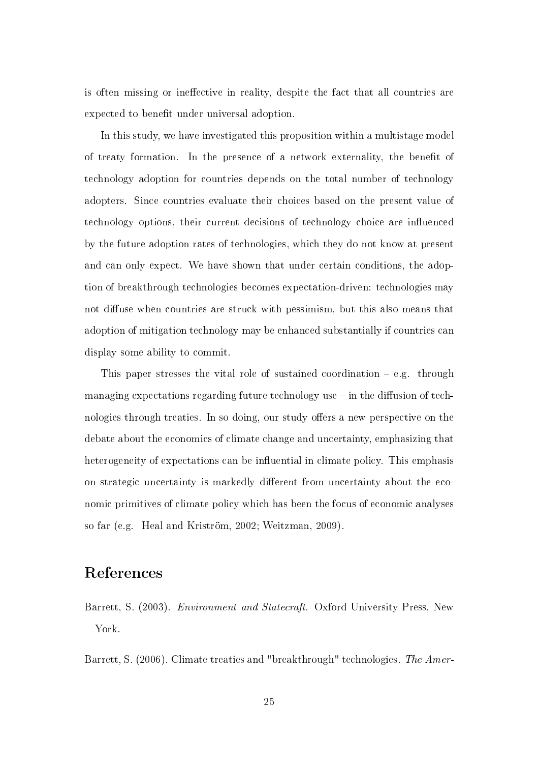is often missing or ineffective in reality, despite the fact that all countries are expected to benefit under universal adoption.

In this study, we have investigated this proposition within a multistage model of treaty formation. In the presence of a network externality, the benefit of technology adoption for countries depends on the total number of technology adopters. Since countries evaluate their choices based on the present value of technology options, their current decisions of technology choice are influenced by the future adoption rates of technologies, which they do not know at present and can only expect. We have shown that under certain conditions, the adoption of breakthrough technologies becomes expectation-driven: technologies may not diffuse when countries are struck with pessimism, but this also means that adoption of mitigation technology may be enhanced substantially if countries can display some ability to commit.

This paper stresses the vital role of sustained coordination – e.g. through managing expectations regarding future technology use – in the diffusion of technologies through treaties. In so doing, our study offers a new perspective on the debate about the economics of climate change and uncertainty, emphasizing that heterogeneity of expectations can be influential in climate policy. This emphasis on strategic uncertainty is markedly different from uncertainty about the economic primitives of climate policy which has been the focus of economic analyses so far (e.g. Heal and Kriström, 2002; Weitzman, 2009).

# References

Barrett, S. (2003). *Environment and Statecraft*. Oxford University Press, New York.

Barrett, S. (2006). Climate treaties and "breakthrough" technologies. *The Amer-*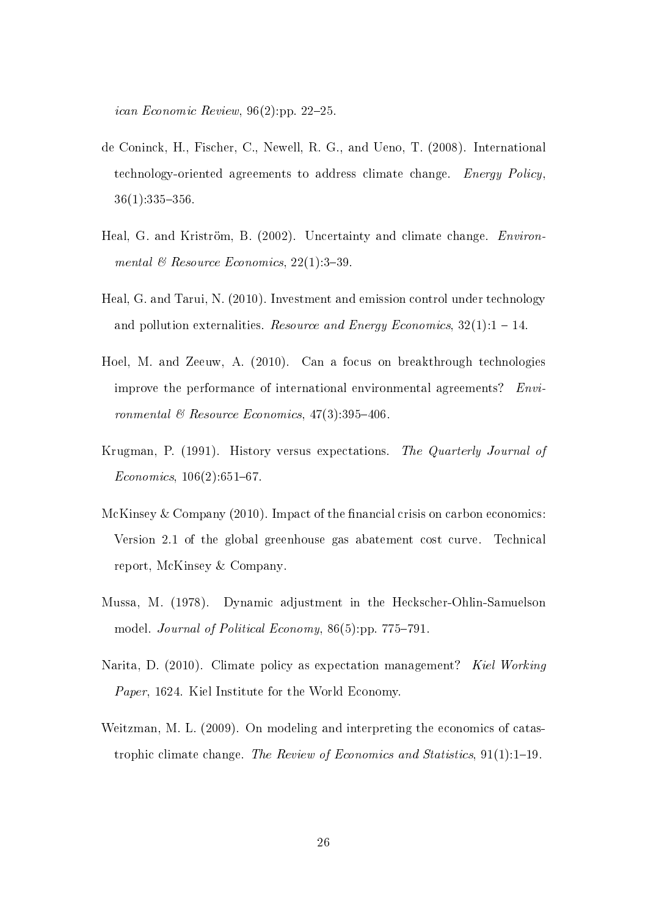*ican Economic Review*, 96(2):pp. 22–25.

de Coninck, H., Fischer, C., Newell, R. G., and Ueno, T. (2008). International technology-oriented agreements to address climate change. *Energy Policy*, 36(1):335–356.

Heal, G. and Kriström, B. (2002). Uncertainty and climate change. *Environmental & Resource Economics*, 22(1):3–39.

Heal, G. and Tarui, N. (2010). Investment and emission control under technology and pollution externalities. *Resource and Energy Economics*, 32(1):1 – 14.

Hoel, M. and Zeeuw, A. (2010). Can a focus on breakthrough technologies improve the performance of international environmental agreements? *Environmental & Resource Economics*, 47(3):395–406.

Krugman, P. (1991). History versus expectations. *The Quarterly Journal of Economics*, 106(2):651–67.

McKinsey & Company (2010). Impact of the financial crisis on carbon economics: Version 2.1 of the global greenhouse gas abatement cost curve. Technical report, McKinsey & Company.

Mussa, M. (1978). Dynamic adjustment in the Heckscher-Ohlin-Samuelson model. *Journal of Political Economy*, 86(5):pp. 775–791.

Narita, D. (2010). Climate policy as expectation management? *Kiel Working Paper*, 1624. Kiel Institute for the World Economy.

Weitzman, M. L. (2009). On modeling and interpreting the economics of catastrophic climate change. *The Review of Economics and Statistics*, 91(1):1–19.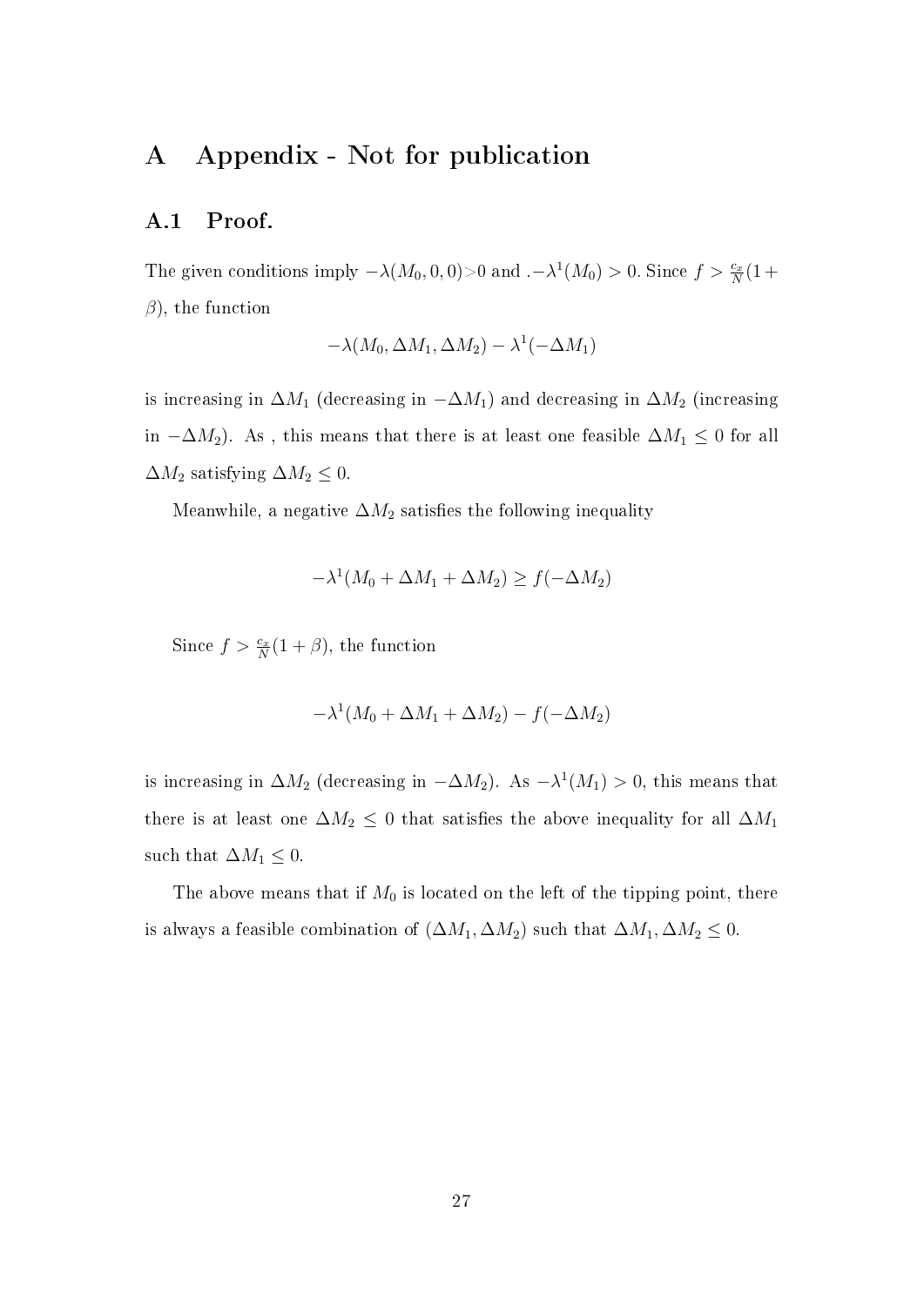# A Appendix - Not for publication

## A.1 Proof.

The given conditions imply $-\lambda(M_0, 0, 0) > 0$ and $.-\lambda^1(M_0) > 0$. Since $f > \frac{c_x}{N}(1+\beta)$, the function

$$-\lambda(M_0, \Delta M_1, \Delta M_2) - \lambda^1(-\Delta M_1)$$

is increasing in $\Delta M_1$ (decreasing in $-\Delta M_1$) and decreasing in $\Delta M_2$ (increasing in $-\Delta M_2$). As , this means that there is at least one feasible $\Delta M_1 \leq 0$ for all $\Delta M_2$ satisfying $\Delta M_2 \leq 0$.

Meanwhile, a negative $\Delta M_2$ satisfies the following inequality

$$-\lambda^1(M_0 + \Delta M_1 + \Delta M_2) \geq f(-\Delta M_2)$$

Since $f > \frac{c_x}{N}(1+\beta)$, the function

$$-\lambda^1(M_0 + \Delta M_1 + \Delta M_2) - f(-\Delta M_2)$$

is increasing in $\Delta M_2$ (decreasing in $-\Delta M_2$). As $-\lambda^1(M_1) > 0$, this means that there is at least one $\Delta M_2 \leq 0$ that satisfies the above inequality for all $\Delta M_1$ such that $\Delta M_1 \leq 0$.

The above means that if $M_0$ is located on the left of the tipping point, there is always a feasible combination of $(\Delta M_1, \Delta M_2)$ such that $\Delta M_1, \Delta M_2 \leq 0$.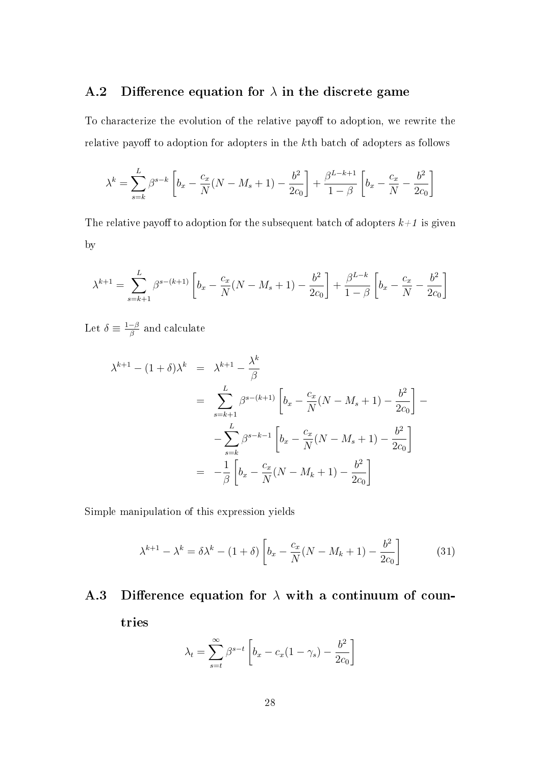## A.2 Difference equation for $\lambda$ in the discrete game

To characterize the evolution of the relative payoff to adoption, we rewrite the relative payoff to adoption for adopters in the $k$th batch of adopters as follows

$$\lambda^k = \sum_{s=k}^{L} \beta^{s-k} \left[ b_x - \frac{c_x}{N}(N - M_s + 1) - \frac{b^2}{2c_0} \right] + \frac{\beta^{L-k+1}}{1-\beta} \left[ b_x - \frac{c_x}{N} - \frac{b^2}{2c_0} \right]$$

The relative payoff to adoption for the subsequent batch of adopters *k+1* is given by

$$\lambda^{k+1} = \sum_{s=k+1}^{L} \beta^{s-(k+1)} \left[ b_x - \frac{c_x}{N}(N - M_s + 1) - \frac{b^2}{2c_0} \right] + \frac{\beta^{L-k}}{1-\beta} \left[ b_x - \frac{c_x}{N} - \frac{b^2}{2c_0} \right]$$

Let $\delta \equiv \frac{1-\beta}{\beta}$ and calculate

$$\begin{aligned}
\lambda^{k+1} - (1+\delta)\lambda^k &= \lambda^{k+1} - \frac{\lambda^k}{\beta} \\
&= \sum_{s=k+1}^{L} \beta^{s-(k+1)} \left[ b_x - \frac{c_x}{N}(N - M_s + 1) - \frac{b^2}{2c_0} \right] - \\
&\quad - \sum_{s=k}^{L} \beta^{s-k-1} \left[ b_x - \frac{c_x}{N}(N - M_s + 1) - \frac{b^2}{2c_0} \right] \\
&= -\frac{1}{\beta} \left[ b_x - \frac{c_x}{N}(N - M_k + 1) - \frac{b^2}{2c_0} \right]
\end{aligned}$$

Simple manipulation of this expression yields

$$\lambda^{k+1} - \lambda^k = \delta\lambda^k - (1+\delta) \left[ b_x - \frac{c_x}{N}(N - M_k + 1) - \frac{b^2}{2c_0} \right] \tag{31}$$

## A.3 Difference equation for $\lambda$ with a continuum of countries

$$\lambda_t = \sum_{s=t}^{\infty} \beta^{s-t} \left[ b_x - c_x(1 - \gamma_s) - \frac{b^2}{2c_0} \right]$$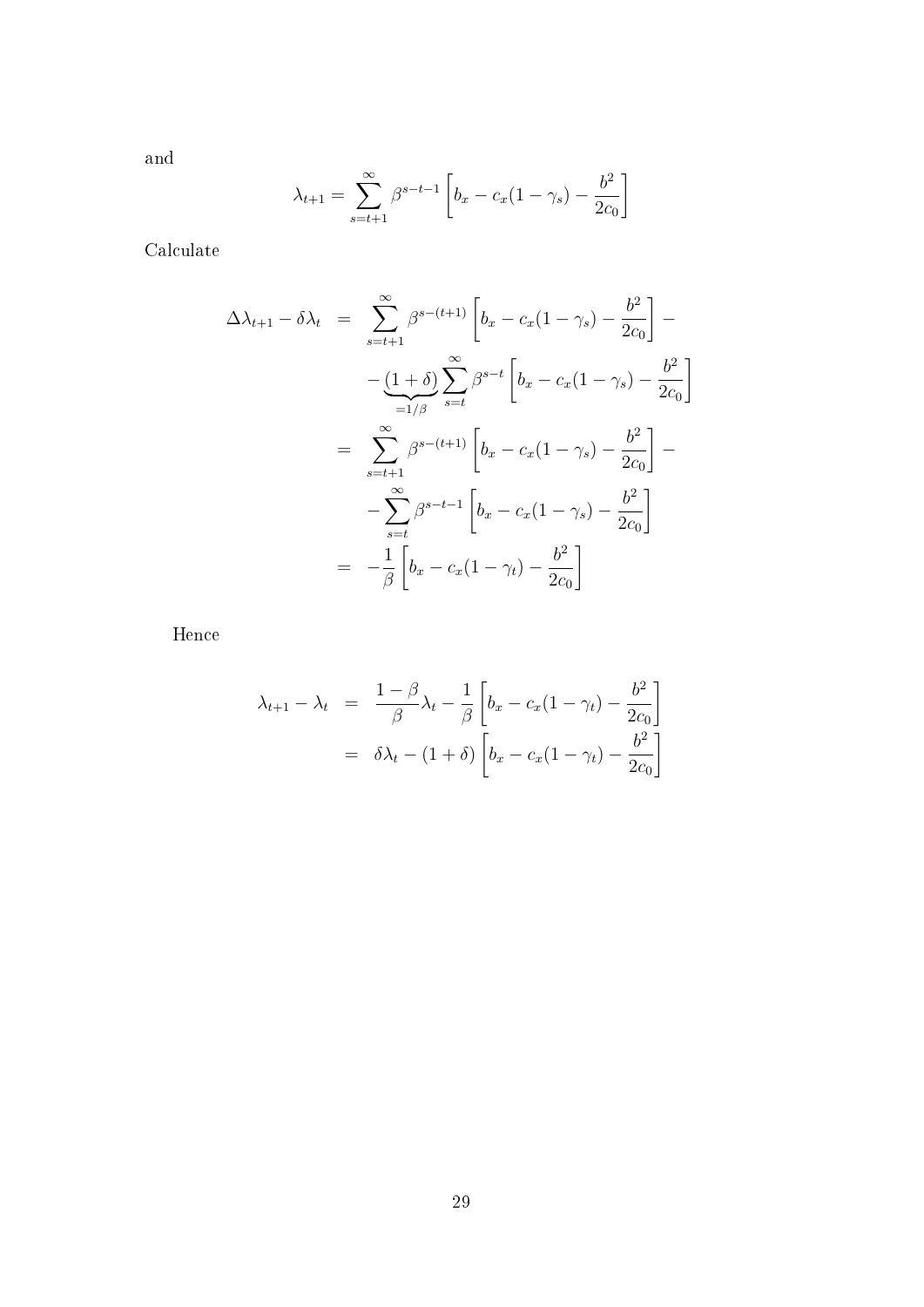and

$$\lambda_{t+1} = \sum_{s=t+1}^{\infty} \beta^{s-t-1} \left[ b_x - c_x(1-\gamma_s) - \frac{b^2}{2c_0} \right]$$

Calculate

$$\begin{aligned}
\Delta\lambda_{t+1} - \delta\lambda_t &= \sum_{s=t+1}^{\infty} \beta^{s-(t+1)} \left[ b_x - c_x(1-\gamma_s) - \frac{b^2}{2c_0} \right] - \\
&\quad - \underbrace{(1+\delta)}_{=1/\beta} \sum_{s=t}^{\infty} \beta^{s-t} \left[ b_x - c_x(1-\gamma_s) - \frac{b^2}{2c_0} \right] \\
&= \sum_{s=t+1}^{\infty} \beta^{s-(t+1)} \left[ b_x - c_x(1-\gamma_s) - \frac{b^2}{2c_0} \right] - \\
&\quad - \sum_{s=t}^{\infty} \beta^{s-t-1} \left[ b_x - c_x(1-\gamma_s) - \frac{b^2}{2c_0} \right] \\
&= -\frac{1}{\beta} \left[ b_x - c_x(1-\gamma_t) - \frac{b^2}{2c_0} \right]
\end{aligned}$$

Hence

$$\begin{aligned}
\lambda_{t+1} - \lambda_t &= \frac{1-\beta}{\beta} \lambda_t - \frac{1}{\beta} \left[ b_x - c_x(1-\gamma_t) - \frac{b^2}{2c_0} \right] \\
&= \delta\lambda_t - (1+\delta) \left[ b_x - c_x(1-\gamma_t) - \frac{b^2}{2c_0} \right]
\end{aligned}$$